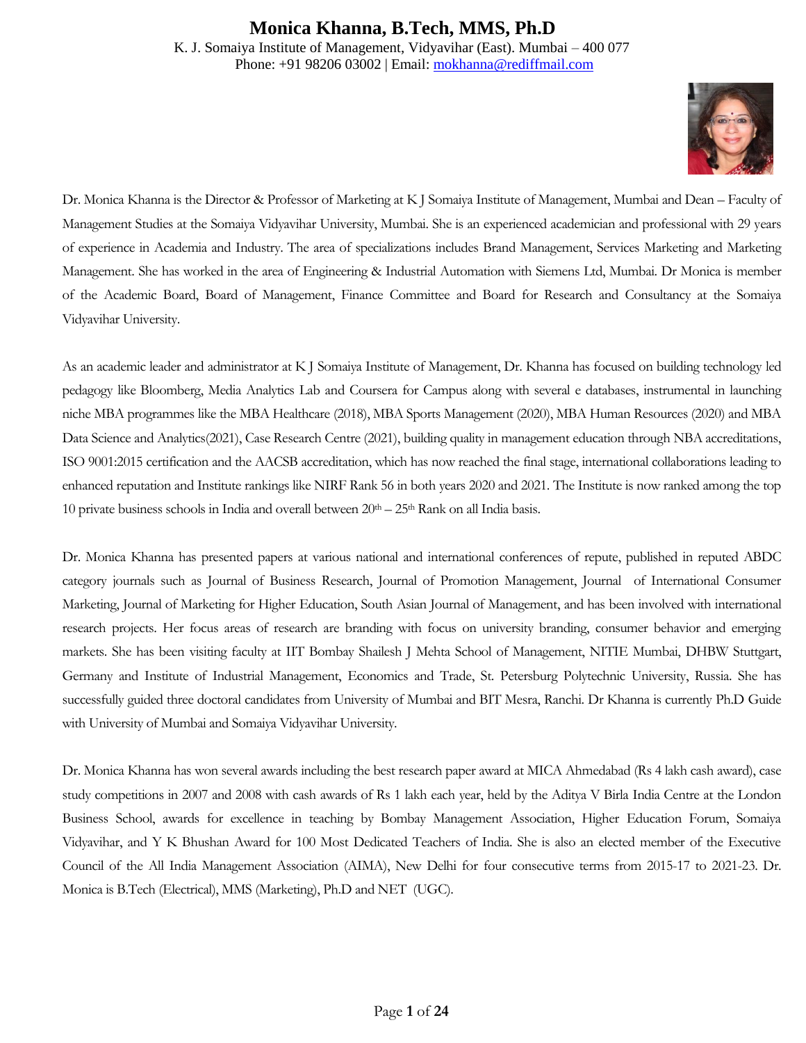# Monica Khanna, B.Tech, MMS, Ph.D

K. J. Somaiya Institute of Management, Vidyavihar (East). Mumbai – 400 077
Phone: +91 98206 03002 | Email: mokhanna@rediffmail.com

Dr. Monica Khanna is the Director & Professor of Marketing at K J Somaiya Institute of Management, Mumbai and Dean – Faculty of Management Studies at the Somaiya Vidyavihar University, Mumbai. She is an experienced academician and professional with 29 years of experience in Academia and Industry. The area of specializations includes Brand Management, Services Marketing and Marketing Management. She has worked in the area of Engineering & Industrial Automation with Siemens Ltd, Mumbai. Dr Monica is member of the Academic Board, Board of Management, Finance Committee and Board for Research and Consultancy at the Somaiya Vidyavihar University.

As an academic leader and administrator at K J Somaiya Institute of Management, Dr. Khanna has focused on building technology led pedagogy like Bloomberg, Media Analytics Lab and Coursera for Campus along with several e databases, instrumental in launching niche MBA programmes like the MBA Healthcare (2018), MBA Sports Management (2020), MBA Human Resources (2020) and MBA Data Science and Analytics(2021), Case Research Centre (2021), building quality in management education through NBA accreditations, ISO 9001:2015 certification and the AACSB accreditation, which has now reached the final stage, international collaborations leading to enhanced reputation and Institute rankings like NIRF Rank 56 in both years 2020 and 2021. The Institute is now ranked among the top 10 private business schools in India and overall between 20th – 25th Rank on all India basis.

Dr. Monica Khanna has presented papers at various national and international conferences of repute, published in reputed ABDC category journals such as Journal of Business Research, Journal of Promotion Management, Journal of International Consumer Marketing, Journal of Marketing for Higher Education, South Asian Journal of Management, and has been involved with international research projects. Her focus areas of research are branding with focus on university branding, consumer behavior and emerging markets. She has been visiting faculty at IIT Bombay Shailesh J Mehta School of Management, NITIE Mumbai, DHBW Stuttgart, Germany and Institute of Industrial Management, Economics and Trade, St. Petersburg Polytechnic University, Russia. She has successfully guided three doctoral candidates from University of Mumbai and BIT Mesra, Ranchi. Dr Khanna is currently Ph.D Guide with University of Mumbai and Somaiya Vidyavihar University.

Dr. Monica Khanna has won several awards including the best research paper award at MICA Ahmedabad (Rs 4 lakh cash award), case study competitions in 2007 and 2008 with cash awards of Rs 1 lakh each year, held by the Aditya V Birla India Centre at the London Business School, awards for excellence in teaching by Bombay Management Association, Higher Education Forum, Somaiya Vidyavihar, and Y K Bhushan Award for 100 Most Dedicated Teachers of India. She is also an elected member of the Executive Council of the All India Management Association (AIMA), New Delhi for four consecutive terms from 2015-17 to 2021-23. Dr. Monica is B.Tech (Electrical), MMS (Marketing), Ph.D and NET (UGC).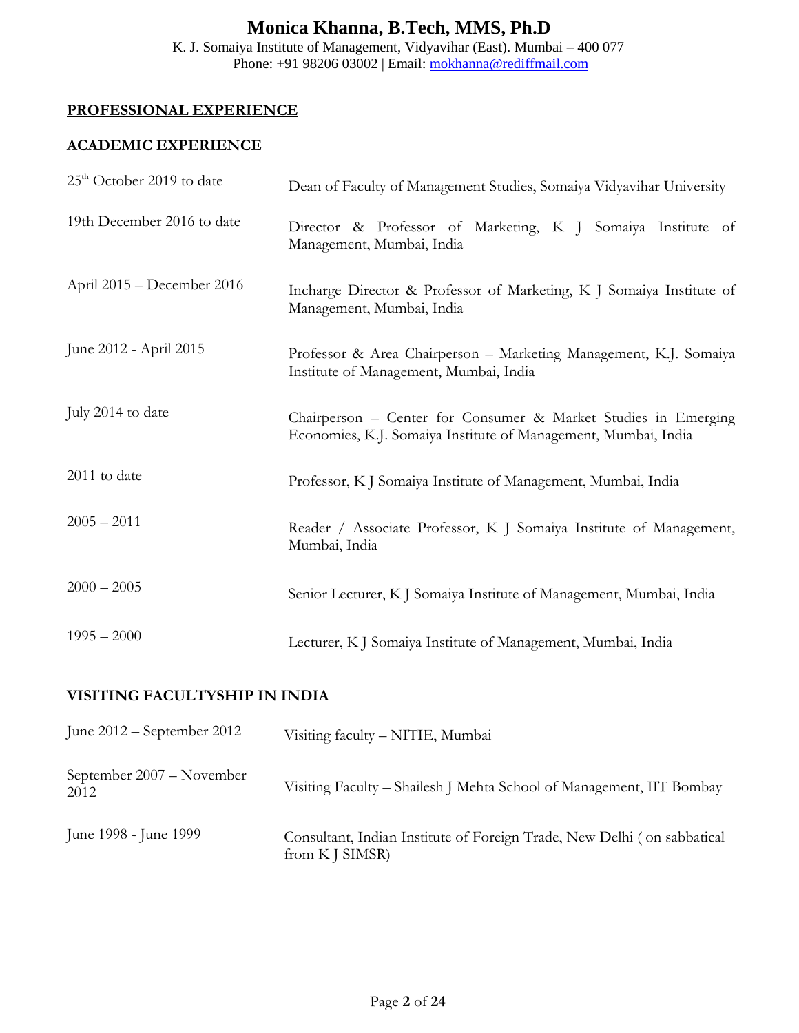# Monica Khanna, B.Tech, MMS, Ph.D

K. J. Somaiya Institute of Management, Vidyavihar (East). Mumbai – 400 077
Phone: +91 98206 03002 | Email: mokhanna@rediffmail.com

## PROFESSIONAL EXPERIENCE

### ACADEMIC EXPERIENCE

| | |
|---|---|
| 25th October 2019 to date | Dean of Faculty of Management Studies, Somaiya Vidyavihar University |
| 19th December 2016 to date | Director & Professor of Marketing, K J Somaiya Institute of Management, Mumbai, India |
| April 2015 – December 2016 | Incharge Director & Professor of Marketing, K J Somaiya Institute of Management, Mumbai, India |
| June 2012 - April 2015 | Professor & Area Chairperson – Marketing Management, K.J. Somaiya Institute of Management, Mumbai, India |
| July 2014 to date | Chairperson – Center for Consumer & Market Studies in Emerging Economies, K.J. Somaiya Institute of Management, Mumbai, India |
| 2011 to date | Professor, K J Somaiya Institute of Management, Mumbai, India |
| 2005 – 2011 | Reader / Associate Professor, K J Somaiya Institute of Management, Mumbai, India |
| 2000 – 2005 | Senior Lecturer, K J Somaiya Institute of Management, Mumbai, India |
| 1995 – 2000 | Lecturer, K J Somaiya Institute of Management, Mumbai, India |

### VISITING FACULTYSHIP IN INDIA

| | |
|---|---|
| June 2012 – September 2012 | Visiting faculty – NITIE, Mumbai |
| September 2007 – November 2012 | Visiting Faculty – Shailesh J Mehta School of Management, IIT Bombay |
| June 1998 - June 1999 | Consultant, Indian Institute of Foreign Trade, New Delhi ( on sabbatical from K J SIMSR) |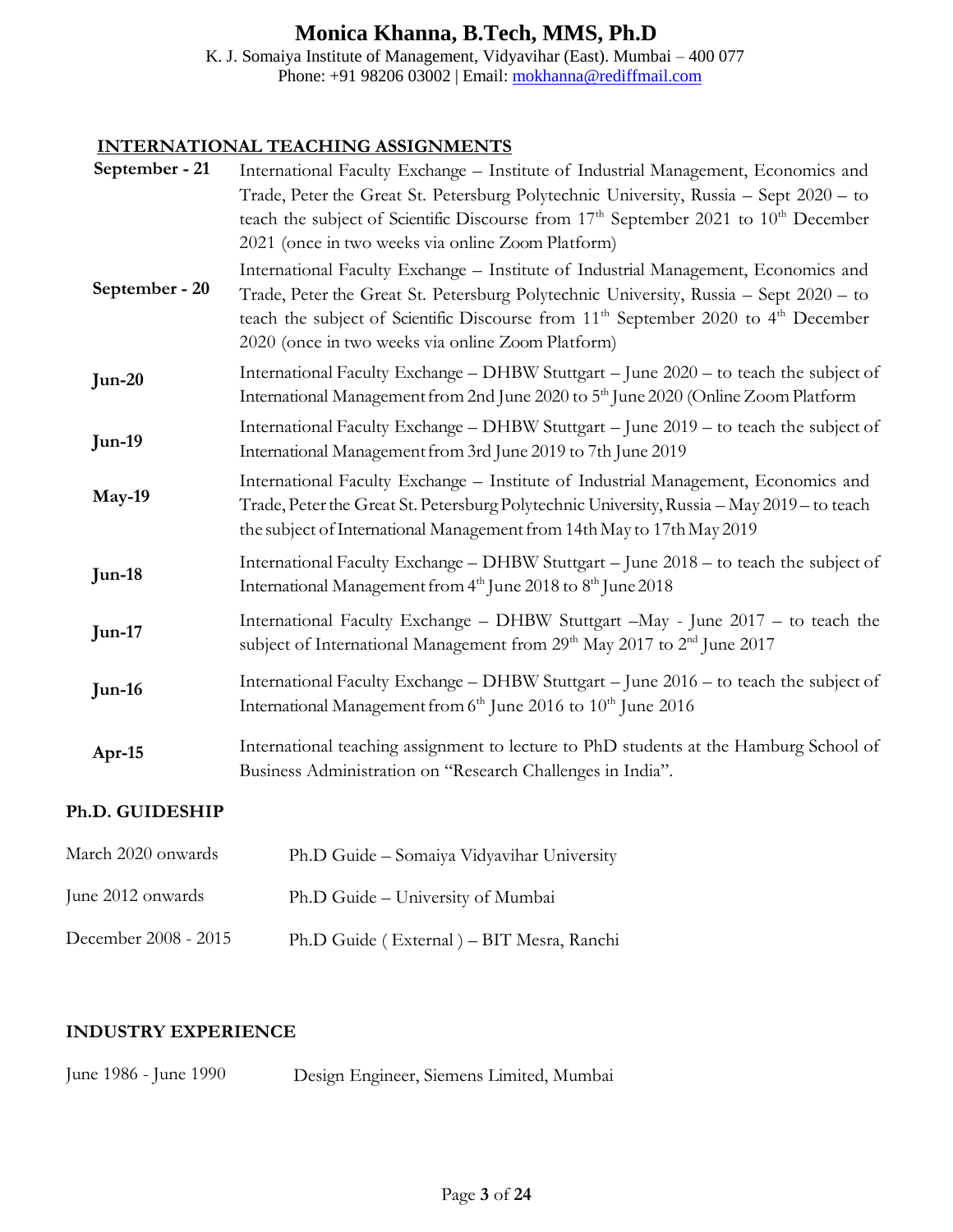# Monica Khanna, B.Tech, MMS, Ph.D

K. J. Somaiya Institute of Management, Vidyavihar (East). Mumbai – 400 077
Phone: +91 98206 03002 | Email: mokhanna@rediffmail.com

## INTERNATIONAL TEACHING ASSIGNMENTS

| | |
|---|---|
| **September - 21** | International Faculty Exchange – Institute of Industrial Management, Economics and Trade, Peter the Great St. Petersburg Polytechnic University, Russia – Sept 2020 – to teach the subject of Scientific Discourse from 17th September 2021 to 10th December 2021 (once in two weeks via online Zoom Platform) |
| **September - 20** | International Faculty Exchange – Institute of Industrial Management, Economics and Trade, Peter the Great St. Petersburg Polytechnic University, Russia – Sept 2020 – to teach the subject of Scientific Discourse from 11th September 2020 to 4th December 2020 (once in two weeks via online Zoom Platform) |
| **Jun-20** | International Faculty Exchange – DHBW Stuttgart – June 2020 – to teach the subject of International Management from 2nd June 2020 to 5th June 2020 (Online Zoom Platform |
| **Jun-19** | International Faculty Exchange – DHBW Stuttgart – June 2019 – to teach the subject of International Management from 3rd June 2019 to 7th June 2019 |
| **May-19** | International Faculty Exchange – Institute of Industrial Management, Economics and Trade, Peter the Great St. Petersburg Polytechnic University, Russia – May 2019 – to teach the subject of International Management from 14th May to 17th May 2019 |
| **Jun-18** | International Faculty Exchange – DHBW Stuttgart – June 2018 – to teach the subject of International Management from 4th June 2018 to 8th June 2018 |
| **Jun-17** | International Faculty Exchange – DHBW Stuttgart –May - June 2017 – to teach the subject of International Management from 29th May 2017 to 2nd June 2017 |
| **Jun-16** | International Faculty Exchange – DHBW Stuttgart – June 2016 – to teach the subject of International Management from 6th June 2016 to 10th June 2016 |
| **Apr-15** | International teaching assignment to lecture to PhD students at the Hamburg School of Business Administration on "Research Challenges in India". |

## Ph.D. GUIDESHIP

| | |
|---|---|
| March 2020 onwards | Ph.D Guide – Somaiya Vidyavihar University |
| June 2012 onwards | Ph.D Guide – University of Mumbai |
| December 2008 - 2015 | Ph.D Guide ( External ) – BIT Mesra, Ranchi |

## INDUSTRY EXPERIENCE

| | |
|---|---|
| June 1986 - June 1990 | Design Engineer, Siemens Limited, Mumbai |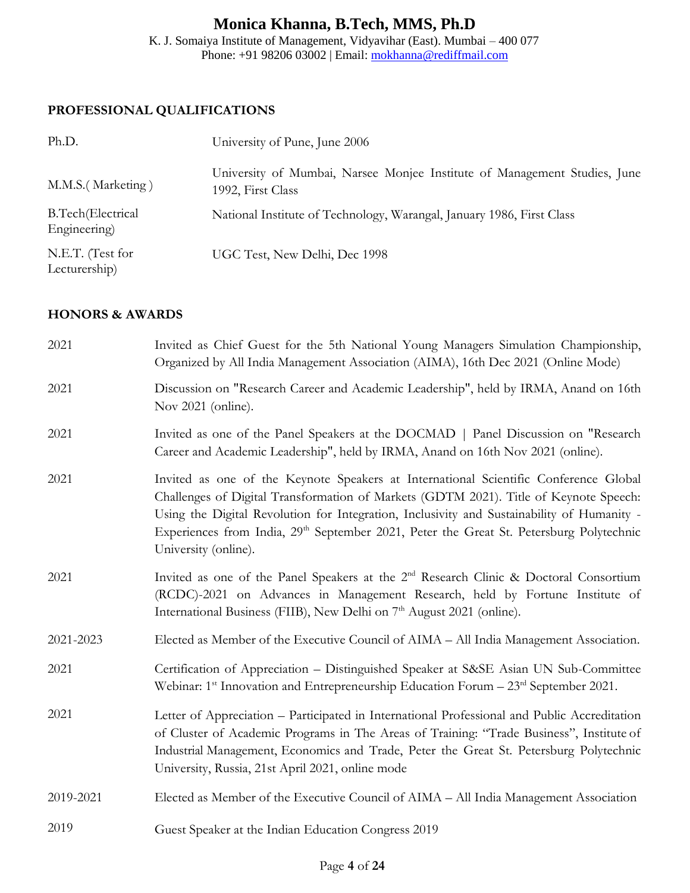# Monica Khanna, B.Tech, MMS, Ph.D

K. J. Somaiya Institute of Management, Vidyavihar (East). Mumbai – 400 077
Phone: +91 98206 03002 | Email: mokhanna@rediffmail.com

## PROFESSIONAL QUALIFICATIONS

| | |
|---|---|
| Ph.D. | University of Pune, June 2006 |
| M.M.S.( Marketing ) | University of Mumbai, Narsee Monjee Institute of Management Studies, June 1992, First Class |
| B.Tech(Electrical Engineering) | National Institute of Technology, Warangal, January 1986, First Class |
| N.E.T. (Test for Lecturership) | UGC Test, New Delhi, Dec 1998 |

## HONORS & AWARDS

| | |
|---|---|
| 2021 | Invited as Chief Guest for the 5th National Young Managers Simulation Championship, Organized by All India Management Association (AIMA), 16th Dec 2021 (Online Mode) |
| 2021 | Discussion on "Research Career and Academic Leadership", held by IRMA, Anand on 16th Nov 2021 (online). |
| 2021 | Invited as one of the Panel Speakers at the DOCMAD \| Panel Discussion on "Research Career and Academic Leadership", held by IRMA, Anand on 16th Nov 2021 (online). |
| 2021 | Invited as one of the Keynote Speakers at International Scientific Conference Global Challenges of Digital Transformation of Markets (GDTM 2021). Title of Keynote Speech: Using the Digital Revolution for Integration, Inclusivity and Sustainability of Humanity - Experiences from India, 29th September 2021, Peter the Great St. Petersburg Polytechnic University (online). |
| 2021 | Invited as one of the Panel Speakers at the 2nd Research Clinic & Doctoral Consortium (RCDC)-2021 on Advances in Management Research, held by Fortune Institute of International Business (FIIB), New Delhi on 7th August 2021 (online). |
| 2021-2023 | Elected as Member of the Executive Council of AIMA – All India Management Association. |
| 2021 | Certification of Appreciation – Distinguished Speaker at S&SE Asian UN Sub-Committee Webinar: 1st Innovation and Entrepreneurship Education Forum – 23rd September 2021. |
| 2021 | Letter of Appreciation – Participated in International Professional and Public Accreditation of Cluster of Academic Programs in The Areas of Training: "Trade Business", Institute of Industrial Management, Economics and Trade, Peter the Great St. Petersburg Polytechnic University, Russia, 21st April 2021, online mode |
| 2019-2021 | Elected as Member of the Executive Council of AIMA – All India Management Association |
| 2019 | Guest Speaker at the Indian Education Congress 2019 |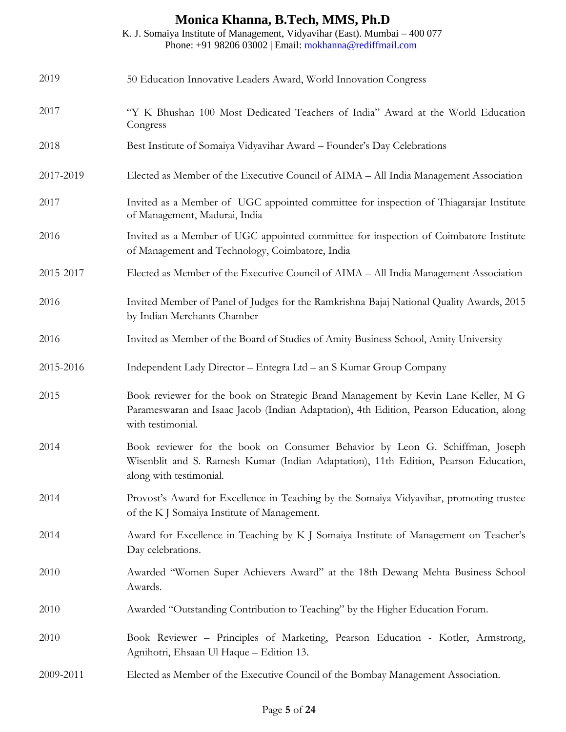| | |
|---|---|
| 2019 | 50 Education Innovative Leaders Award, World Innovation Congress |
| 2017 | "Y K Bhushan 100 Most Dedicated Teachers of India" Award at the World Education Congress |
| 2018 | Best Institute of Somaiya Vidyavihar Award – Founder's Day Celebrations |
| 2017-2019 | Elected as Member of the Executive Council of AIMA – All India Management Association |
| 2017 | Invited as a Member of UGC appointed committee for inspection of Thiagarajar Institute of Management, Madurai, India |
| 2016 | Invited as a Member of UGC appointed committee for inspection of Coimbatore Institute of Management and Technology, Coimbatore, India |
| 2015-2017 | Elected as Member of the Executive Council of AIMA – All India Management Association |
| 2016 | Invited Member of Panel of Judges for the Ramkrishna Bajaj National Quality Awards, 2015 by Indian Merchants Chamber |
| 2016 | Invited as Member of the Board of Studies of Amity Business School, Amity University |
| 2015-2016 | Independent Lady Director – Entegra Ltd – an S Kumar Group Company |
| 2015 | Book reviewer for the book on Strategic Brand Management by Kevin Lane Keller, M G Parameswaran and Isaac Jacob (Indian Adaptation), 4th Edition, Pearson Education, along with testimonial. |
| 2014 | Book reviewer for the book on Consumer Behavior by Leon G. Schiffman, Joseph Wisenblit and S. Ramesh Kumar (Indian Adaptation), 11th Edition, Pearson Education, along with testimonial. |
| 2014 | Provost's Award for Excellence in Teaching by the Somaiya Vidyavihar, promoting trustee of the K J Somaiya Institute of Management. |
| 2014 | Award for Excellence in Teaching by K J Somaiya Institute of Management on Teacher's Day celebrations. |
| 2010 | Awarded "Women Super Achievers Award" at the 18th Dewang Mehta Business School Awards. |
| 2010 | Awarded "Outstanding Contribution to Teaching" by the Higher Education Forum. |
| 2010 | Book Reviewer – Principles of Marketing, Pearson Education - Kotler, Armstrong, Agnihotri, Ehsaan Ul Haque – Edition 13. |
| 2009-2011 | Elected as Member of the Executive Council of the Bombay Management Association. |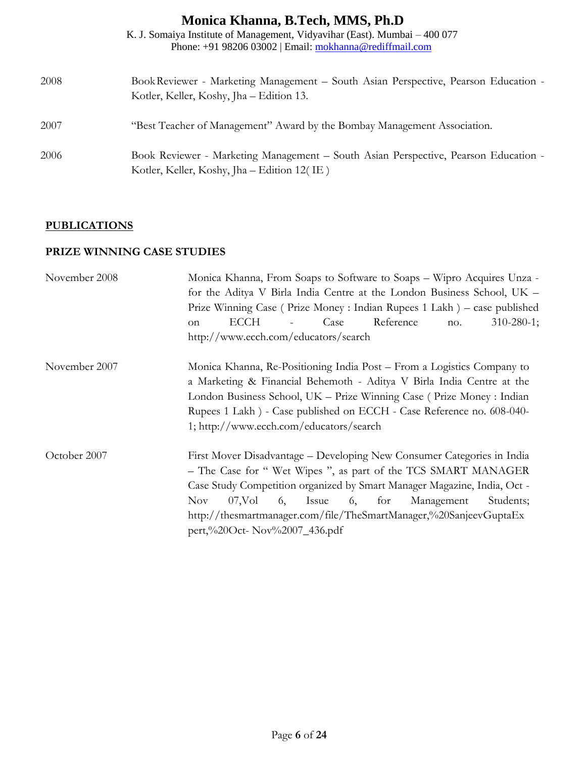# Monica Khanna, B.Tech, MMS, Ph.D

K. J. Somaiya Institute of Management, Vidyavihar (East). Mumbai – 400 077
Phone: +91 98206 03002 | Email: mokhanna@rediffmail.com

| | |
|---|---|
| 2008 | Book Reviewer - Marketing Management – South Asian Perspective, Pearson Education - Kotler, Keller, Koshy, Jha – Edition 13. |
| 2007 | "Best Teacher of Management" Award by the Bombay Management Association. |
| 2006 | Book Reviewer - Marketing Management – South Asian Perspective, Pearson Education - Kotler, Keller, Koshy, Jha – Edition 12( IE ) |

## PUBLICATIONS

### PRIZE WINNING CASE STUDIES

| | |
|---|---|
| November 2008 | Monica Khanna, From Soaps to Software to Soaps – Wipro Acquires Unza - for the Aditya V Birla India Centre at the London Business School, UK – Prize Winning Case ( Prize Money : Indian Rupees 1 Lakh ) – case published on ECCH - Case Reference no. 310-280-1; http://www.ecch.com/educators/search |
| November 2007 | Monica Khanna, Re-Positioning India Post – From a Logistics Company to a Marketing & Financial Behemoth - Aditya V Birla India Centre at the London Business School, UK – Prize Winning Case ( Prize Money : Indian Rupees 1 Lakh ) - Case published on ECCH - Case Reference no. 608-040-1; http://www.ecch.com/educators/search |
| October 2007 | First Mover Disadvantage – Developing New Consumer Categories in India – The Case for " Wet Wipes ", as part of the TCS SMART MANAGER Case Study Competition organized by Smart Manager Magazine, India, Oct - Nov 07,Vol 6, Issue 6, for Management Students; http://thesmartmanager.com/file/TheSmartManager,%20SanjeevGuptaExpert,%20Oct- Nov%2007_436.pdf |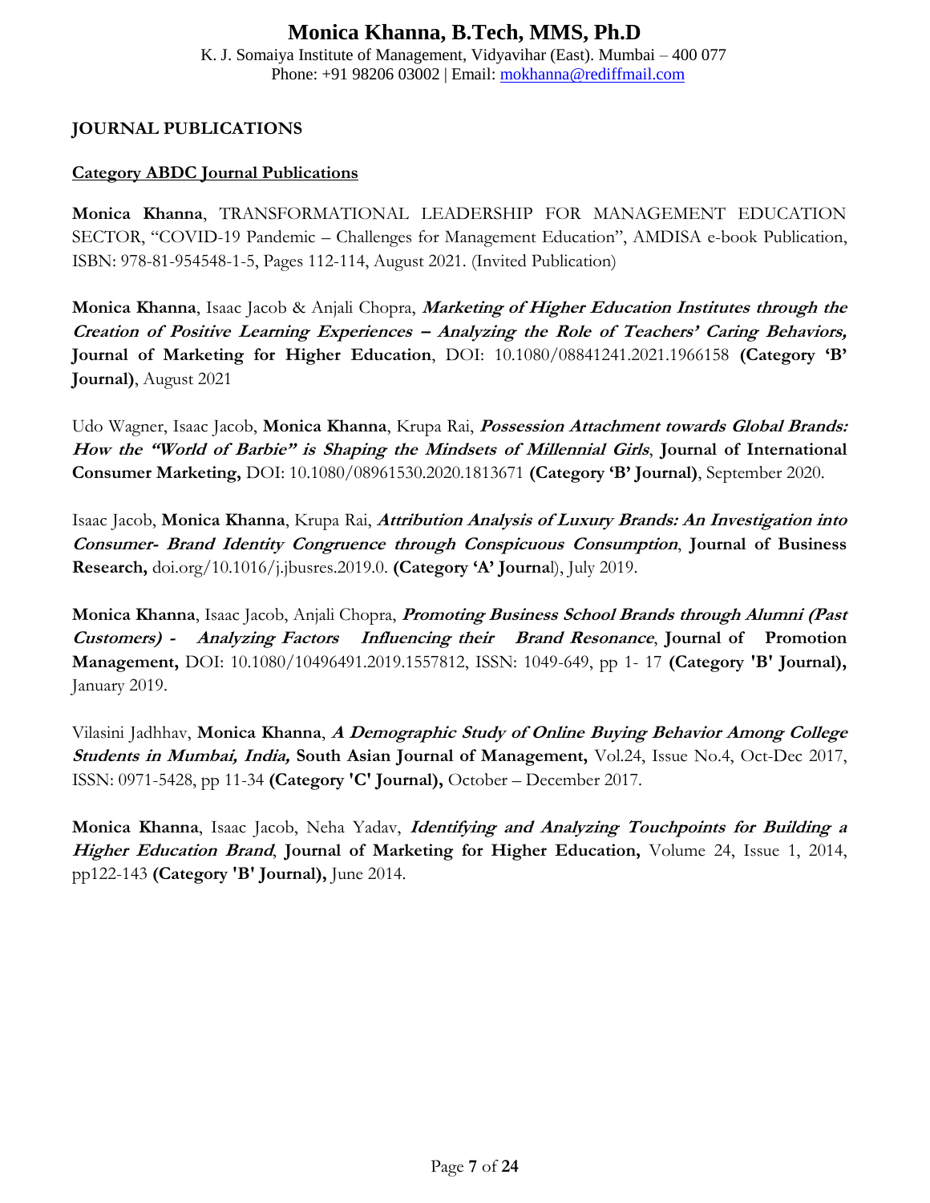# Monica Khanna, B.Tech, MMS, Ph.D

K. J. Somaiya Institute of Management, Vidyavihar (East). Mumbai – 400 077
Phone: +91 98206 03002 | Email: mokhanna@rediffmail.com

## JOURNAL PUBLICATIONS

### Category ABDC Journal Publications

**Monica Khanna**, TRANSFORMATIONAL LEADERSHIP FOR MANAGEMENT EDUCATION SECTOR, "COVID-19 Pandemic – Challenges for Management Education", AMDISA e-book Publication, ISBN: 978-81-954548-1-5, Pages 112-114, August 2021. (Invited Publication)

**Monica Khanna**, Isaac Jacob & Anjali Chopra, ***Marketing of Higher Education Institutes through the Creation of Positive Learning Experiences – Analyzing the Role of Teachers' Caring Behaviors,*** **Journal of Marketing for Higher Education**, DOI: 10.1080/08841241.2021.1966158 **(Category 'B' Journal)**, August 2021

Udo Wagner, Isaac Jacob, **Monica Khanna**, Krupa Rai, ***Possession Attachment towards Global Brands: How the "World of Barbie" is Shaping the Mindsets of Millennial Girls***, **Journal of International Consumer Marketing,** DOI: 10.1080/08961530.2020.1813671 **(Category 'B' Journal)**, September 2020.

Isaac Jacob, **Monica Khanna**, Krupa Rai, ***Attribution Analysis of Luxury Brands: An Investigation into Consumer- Brand Identity Congruence through Conspicuous Consumption***, **Journal of Business Research,** doi.org/10.1016/j.jbusres.2019.0. **(Category 'A' Journa**l), July 2019.

**Monica Khanna**, Isaac Jacob, Anjali Chopra, ***Promoting Business School Brands through Alumni (Past Customers) - Analyzing Factors Influencing their Brand Resonance***, **Journal of Promotion Management,** DOI: 10.1080/10496491.2019.1557812, ISSN: 1049-649, pp 1- 17 **(Category 'B' Journal),** January 2019.

Vilasini Jadhhav, **Monica Khanna**, ***A Demographic Study of Online Buying Behavior Among College Students in Mumbai, India,*** **South Asian Journal of Management,** Vol.24, Issue No.4, Oct-Dec 2017, ISSN: 0971-5428, pp 11-34 **(Category 'C' Journal),** October – December 2017.

**Monica Khanna**, Isaac Jacob, Neha Yadav, ***Identifying and Analyzing Touchpoints for Building a Higher Education Brand***, **Journal of Marketing for Higher Education,** Volume 24, Issue 1, 2014, pp122-143 **(Category 'B' Journal),** June 2014.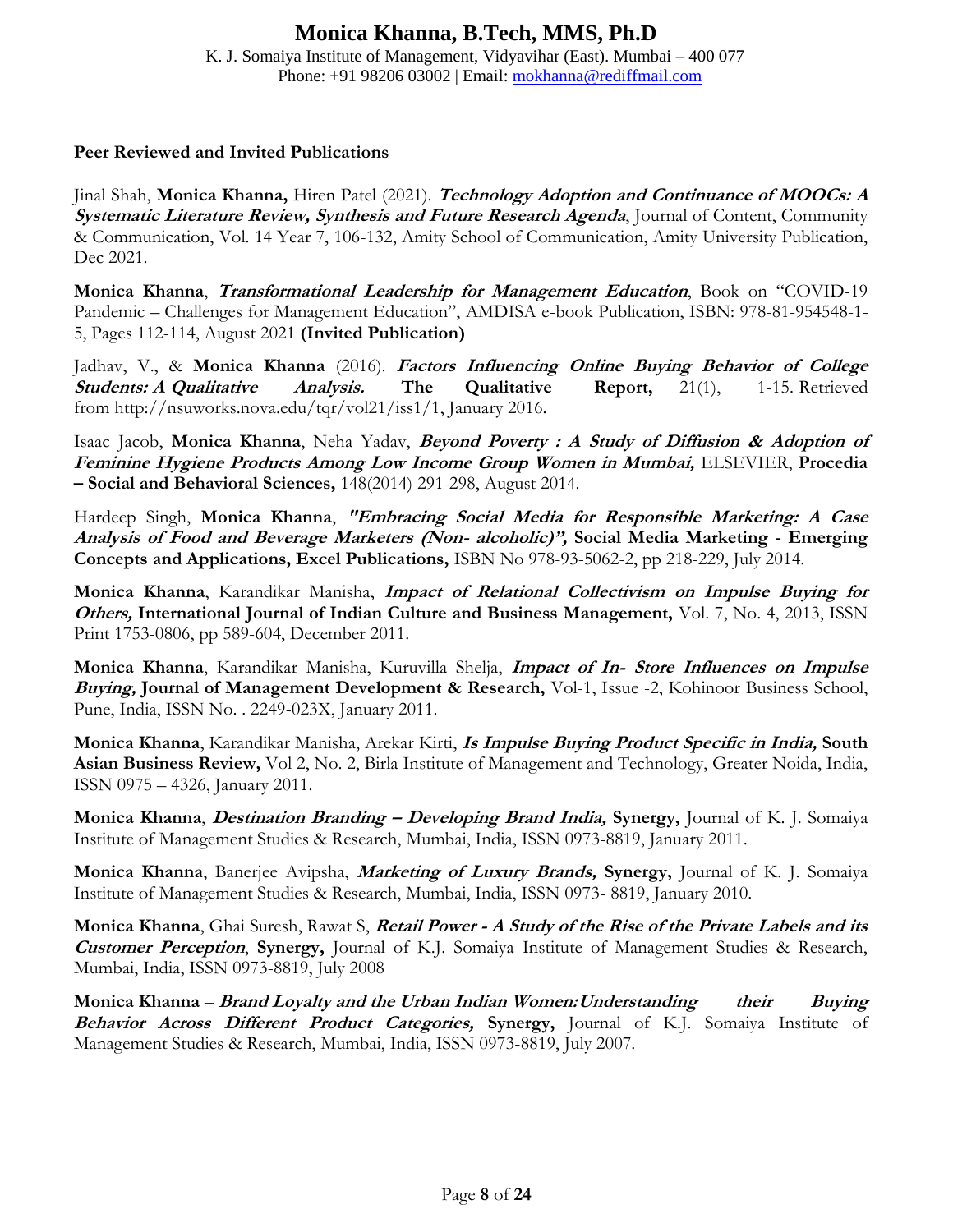# Monica Khanna, B.Tech, MMS, Ph.D

K. J. Somaiya Institute of Management, Vidyavihar (East). Mumbai – 400 077
Phone: +91 98206 03002 | Email: mokhanna@rediffmail.com

**Peer Reviewed and Invited Publications**

Jinal Shah, **Monica Khanna,** Hiren Patel (2021). ***Technology Adoption and Continuance of MOOCs: A Systematic Literature Review, Synthesis and Future Research Agenda***, Journal of Content, Community & Communication, Vol. 14 Year 7, 106-132, Amity School of Communication, Amity University Publication, Dec 2021.

**Monica Khanna**, ***Transformational Leadership for Management Education***, Book on "COVID-19 Pandemic – Challenges for Management Education", AMDISA e-book Publication, ISBN: 978-81-954548-1-5, Pages 112-114, August 2021 **(Invited Publication)**

Jadhav, V., & **Monica Khanna** (2016). ***Factors Influencing Online Buying Behavior of College Students: A Qualitative Analysis.*** **The Qualitative Report,** 21(1), 1-15. Retrieved from http://nsuworks.nova.edu/tqr/vol21/iss1/1, January 2016.

Isaac Jacob, **Monica Khanna**, Neha Yadav, ***Beyond Poverty : A Study of Diffusion & Adoption of Feminine Hygiene Products Among Low Income Group Women in Mumbai,*** ELSEVIER, **Procedia – Social and Behavioral Sciences,** 148(2014) 291-298, August 2014.

Hardeep Singh, **Monica Khanna**, ***"Embracing Social Media for Responsible Marketing: A Case Analysis of Food and Beverage Marketers (Non- alcoholic)",*** **Social Media Marketing - Emerging Concepts and Applications, Excel Publications,** ISBN No 978-93-5062-2, pp 218-229, July 2014.

**Monica Khanna**, Karandikar Manisha, ***Impact of Relational Collectivism on Impulse Buying for Others,*** **International Journal of Indian Culture and Business Management,** Vol. 7, No. 4, 2013, ISSN Print 1753-0806, pp 589-604, December 2011.

**Monica Khanna**, Karandikar Manisha, Kuruvilla Shelja, ***Impact of In- Store Influences on Impulse Buying,*** **Journal of Management Development & Research,** Vol-1, Issue -2, Kohinoor Business School, Pune, India, ISSN No. . 2249-023X, January 2011.

**Monica Khanna**, Karandikar Manisha, Arekar Kirti, ***Is Impulse Buying Product Specific in India,*** **South Asian Business Review,** Vol 2, No. 2, Birla Institute of Management and Technology, Greater Noida, India, ISSN 0975 – 4326, January 2011.

**Monica Khanna**, ***Destination Branding – Developing Brand India,*** **Synergy,** Journal of K. J. Somaiya Institute of Management Studies & Research, Mumbai, India, ISSN 0973-8819, January 2011.

**Monica Khanna**, Banerjee Avipsha, ***Marketing of Luxury Brands,*** **Synergy,** Journal of K. J. Somaiya Institute of Management Studies & Research, Mumbai, India, ISSN 0973- 8819, January 2010.

**Monica Khanna**, Ghai Suresh, Rawat S, ***Retail Power - A Study of the Rise of the Private Labels and its Customer Perception***, **Synergy,** Journal of K.J. Somaiya Institute of Management Studies & Research, Mumbai, India, ISSN 0973-8819, July 2008

**Monica Khanna** – ***Brand Loyalty and the Urban Indian Women:Understanding their Buying Behavior Across Different Product Categories,*** **Synergy,** Journal of K.J. Somaiya Institute of Management Studies & Research, Mumbai, India, ISSN 0973-8819, July 2007.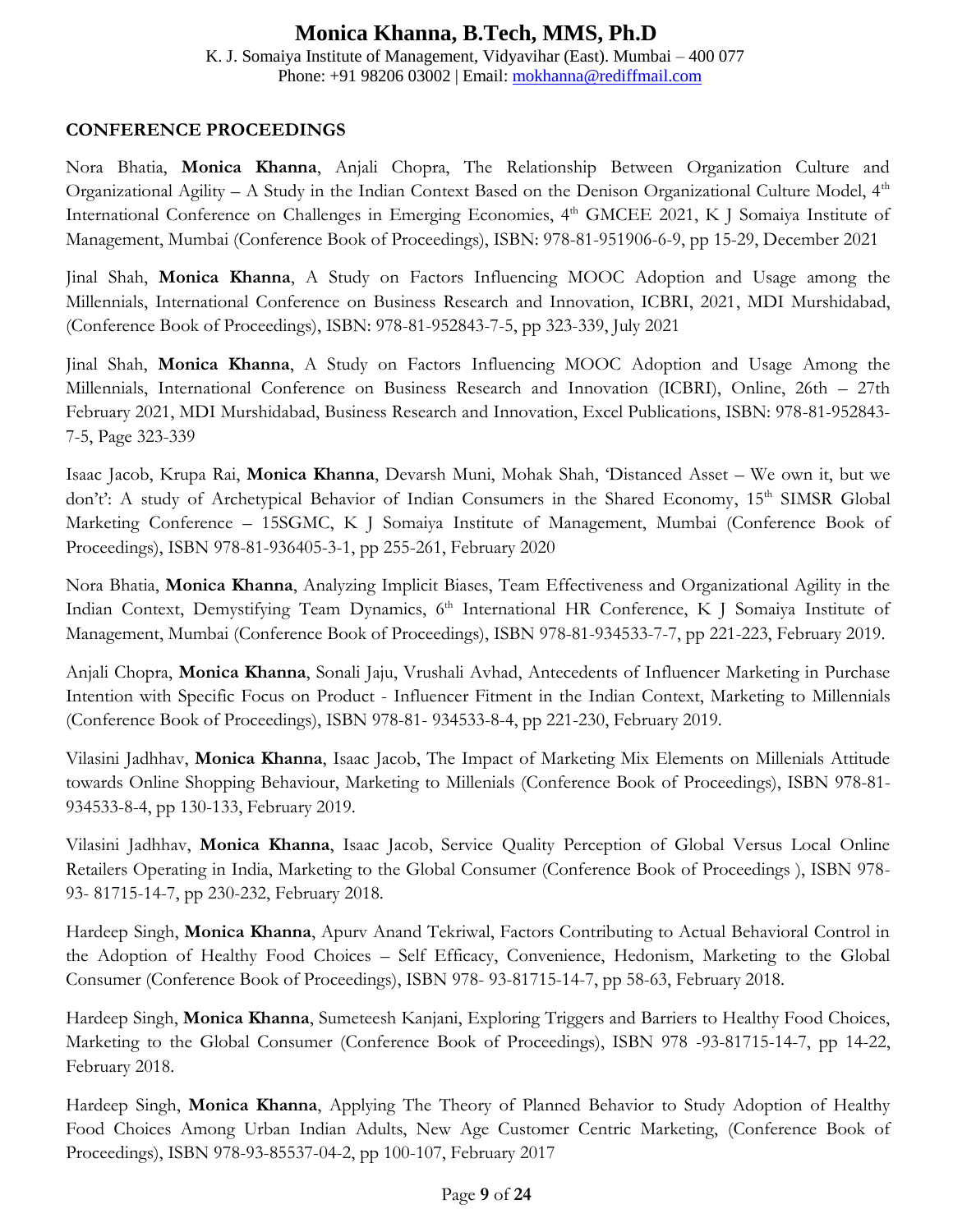# Monica Khanna, B.Tech, MMS, Ph.D

K. J. Somaiya Institute of Management, Vidyavihar (East). Mumbai – 400 077
Phone: +91 98206 03002 | Email: mokhanna@rediffmail.com

## CONFERENCE PROCEEDINGS

Nora Bhatia, **Monica Khanna**, Anjali Chopra, The Relationship Between Organization Culture and Organizational Agility – A Study in the Indian Context Based on the Denison Organizational Culture Model, 4th International Conference on Challenges in Emerging Economies, 4th GMCEE 2021, K J Somaiya Institute of Management, Mumbai (Conference Book of Proceedings), ISBN: 978-81-951906-6-9, pp 15-29, December 2021

Jinal Shah, **Monica Khanna**, A Study on Factors Influencing MOOC Adoption and Usage among the Millennials, International Conference on Business Research and Innovation, ICBRI, 2021, MDI Murshidabad, (Conference Book of Proceedings), ISBN: 978-81-952843-7-5, pp 323-339, July 2021

Jinal Shah, **Monica Khanna**, A Study on Factors Influencing MOOC Adoption and Usage Among the Millennials, International Conference on Business Research and Innovation (ICBRI), Online, 26th – 27th February 2021, MDI Murshidabad, Business Research and Innovation, Excel Publications, ISBN: 978-81-952843-7-5, Page 323-339

Isaac Jacob, Krupa Rai, **Monica Khanna**, Devarsh Muni, Mohak Shah, 'Distanced Asset – We own it, but we don't': A study of Archetypical Behavior of Indian Consumers in the Shared Economy, 15th SIMSR Global Marketing Conference – 15SGMC, K J Somaiya Institute of Management, Mumbai (Conference Book of Proceedings), ISBN 978-81-936405-3-1, pp 255-261, February 2020

Nora Bhatia, **Monica Khanna**, Analyzing Implicit Biases, Team Effectiveness and Organizational Agility in the Indian Context, Demystifying Team Dynamics, 6th International HR Conference, K J Somaiya Institute of Management, Mumbai (Conference Book of Proceedings), ISBN 978-81-934533-7-7, pp 221-223, February 2019.

Anjali Chopra, **Monica Khanna**, Sonali Jaju, Vrushali Avhad, Antecedents of Influencer Marketing in Purchase Intention with Specific Focus on Product - Influencer Fitment in the Indian Context, Marketing to Millennials (Conference Book of Proceedings), ISBN 978-81- 934533-8-4, pp 221-230, February 2019.

Vilasini Jadhhav, **Monica Khanna**, Isaac Jacob, The Impact of Marketing Mix Elements on Millenials Attitude towards Online Shopping Behaviour, Marketing to Millenials (Conference Book of Proceedings), ISBN 978-81-934533-8-4, pp 130-133, February 2019.

Vilasini Jadhhav, **Monica Khanna**, Isaac Jacob, Service Quality Perception of Global Versus Local Online Retailers Operating in India, Marketing to the Global Consumer (Conference Book of Proceedings ), ISBN 978-93- 81715-14-7, pp 230-232, February 2018.

Hardeep Singh, **Monica Khanna**, Apurv Anand Tekriwal, Factors Contributing to Actual Behavioral Control in the Adoption of Healthy Food Choices – Self Efficacy, Convenience, Hedonism, Marketing to the Global Consumer (Conference Book of Proceedings), ISBN 978- 93-81715-14-7, pp 58-63, February 2018.

Hardeep Singh, **Monica Khanna**, Sumeteesh Kanjani, Exploring Triggers and Barriers to Healthy Food Choices, Marketing to the Global Consumer (Conference Book of Proceedings), ISBN 978 -93-81715-14-7, pp 14-22, February 2018.

Hardeep Singh, **Monica Khanna**, Applying The Theory of Planned Behavior to Study Adoption of Healthy Food Choices Among Urban Indian Adults, New Age Customer Centric Marketing, (Conference Book of Proceedings), ISBN 978-93-85537-04-2, pp 100-107, February 2017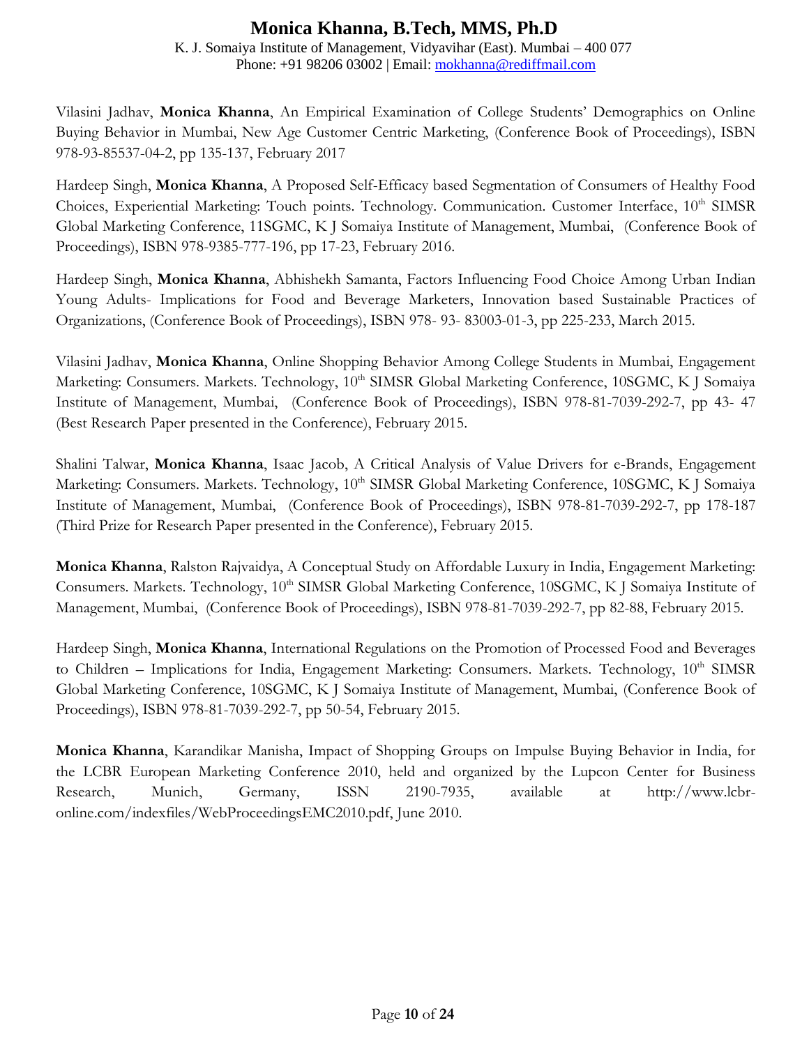Vilasini Jadhav, **Monica Khanna**, An Empirical Examination of College Students' Demographics on Online Buying Behavior in Mumbai, New Age Customer Centric Marketing, (Conference Book of Proceedings), ISBN 978-93-85537-04-2, pp 135-137, February 2017

Hardeep Singh, **Monica Khanna**, A Proposed Self-Efficacy based Segmentation of Consumers of Healthy Food Choices, Experiential Marketing: Touch points. Technology. Communication. Customer Interface, 10th SIMSR Global Marketing Conference, 11SGMC, K J Somaiya Institute of Management, Mumbai, (Conference Book of Proceedings), ISBN 978-9385-777-196, pp 17-23, February 2016.

Hardeep Singh, **Monica Khanna**, Abhishekh Samanta, Factors Influencing Food Choice Among Urban Indian Young Adults- Implications for Food and Beverage Marketers, Innovation based Sustainable Practices of Organizations, (Conference Book of Proceedings), ISBN 978- 93- 83003-01-3, pp 225-233, March 2015.

Vilasini Jadhav, **Monica Khanna**, Online Shopping Behavior Among College Students in Mumbai, Engagement Marketing: Consumers. Markets. Technology, 10th SIMSR Global Marketing Conference, 10SGMC, K J Somaiya Institute of Management, Mumbai, (Conference Book of Proceedings), ISBN 978-81-7039-292-7, pp 43- 47 (Best Research Paper presented in the Conference), February 2015.

Shalini Talwar, **Monica Khanna**, Isaac Jacob, A Critical Analysis of Value Drivers for e-Brands, Engagement Marketing: Consumers. Markets. Technology, 10th SIMSR Global Marketing Conference, 10SGMC, K J Somaiya Institute of Management, Mumbai, (Conference Book of Proceedings), ISBN 978-81-7039-292-7, pp 178-187 (Third Prize for Research Paper presented in the Conference), February 2015.

**Monica Khanna**, Ralston Rajvaidya, A Conceptual Study on Affordable Luxury in India, Engagement Marketing: Consumers. Markets. Technology, 10th SIMSR Global Marketing Conference, 10SGMC, K J Somaiya Institute of Management, Mumbai, (Conference Book of Proceedings), ISBN 978-81-7039-292-7, pp 82-88, February 2015.

Hardeep Singh, **Monica Khanna**, International Regulations on the Promotion of Processed Food and Beverages to Children – Implications for India, Engagement Marketing: Consumers. Markets. Technology, 10th SIMSR Global Marketing Conference, 10SGMC, K J Somaiya Institute of Management, Mumbai, (Conference Book of Proceedings), ISBN 978-81-7039-292-7, pp 50-54, February 2015.

**Monica Khanna**, Karandikar Manisha, Impact of Shopping Groups on Impulse Buying Behavior in India, for the LCBR European Marketing Conference 2010, held and organized by the Lupcon Center for Business Research, Munich, Germany, ISSN 2190-7935, available at http://www.lcbr-online.com/indexfiles/WebProceedingsEMC2010.pdf, June 2010.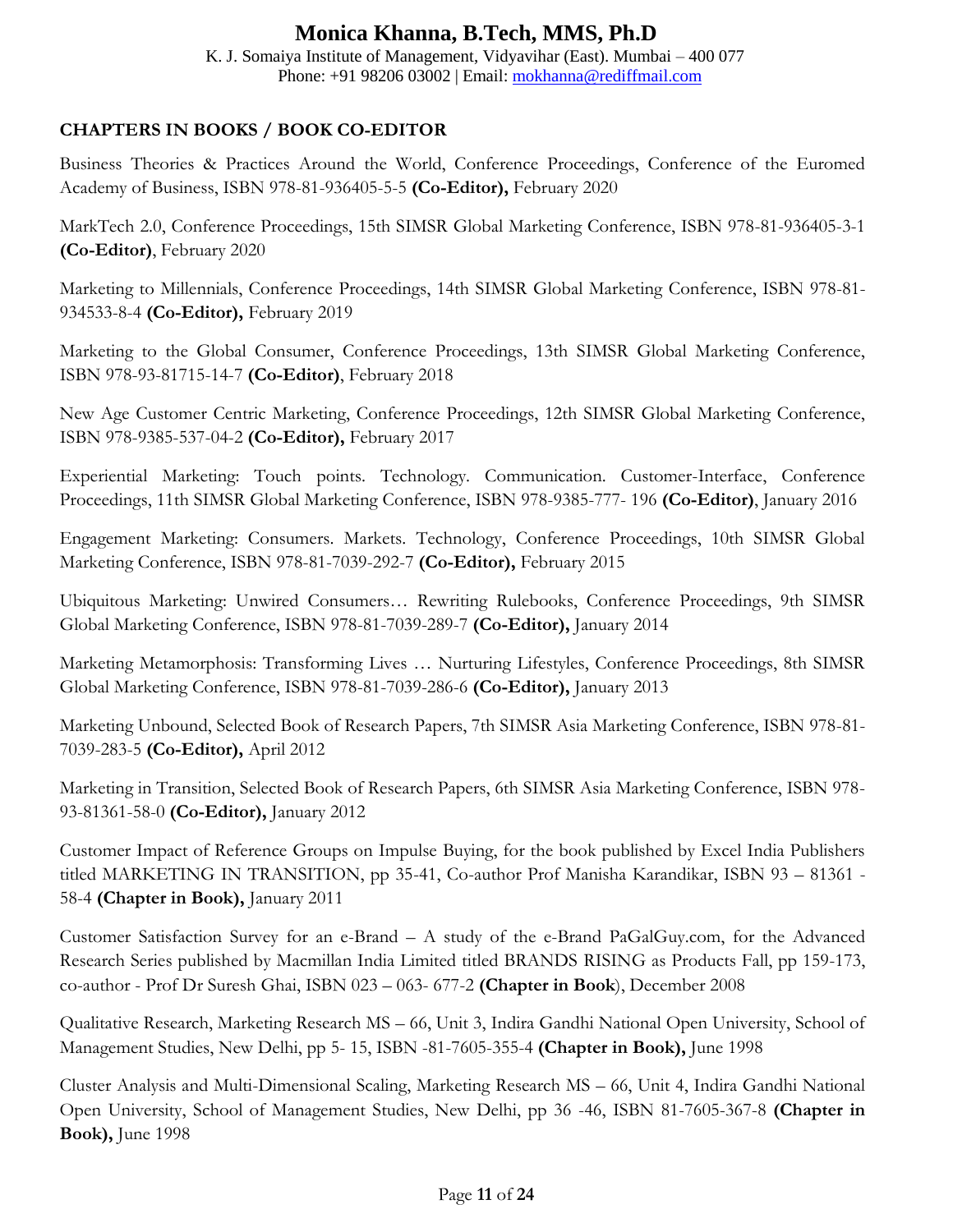# Monica Khanna, B.Tech, MMS, Ph.D

K. J. Somaiya Institute of Management, Vidyavihar (East). Mumbai – 400 077
Phone: +91 98206 03002 | Email: mokhanna@rediffmail.com

## CHAPTERS IN BOOKS / BOOK CO-EDITOR

Business Theories & Practices Around the World, Conference Proceedings, Conference of the Euromed Academy of Business, ISBN 978-81-936405-5-5 **(Co-Editor),** February 2020

MarkTech 2.0, Conference Proceedings, 15th SIMSR Global Marketing Conference, ISBN 978-81-936405-3-1 **(Co-Editor)**, February 2020

Marketing to Millennials, Conference Proceedings, 14th SIMSR Global Marketing Conference, ISBN 978-81-934533-8-4 **(Co-Editor),** February 2019

Marketing to the Global Consumer, Conference Proceedings, 13th SIMSR Global Marketing Conference, ISBN 978-93-81715-14-7 **(Co-Editor)**, February 2018

New Age Customer Centric Marketing, Conference Proceedings, 12th SIMSR Global Marketing Conference, ISBN 978-9385-537-04-2 **(Co-Editor),** February 2017

Experiential Marketing: Touch points. Technology. Communication. Customer-Interface, Conference Proceedings, 11th SIMSR Global Marketing Conference, ISBN 978-9385-777- 196 **(Co-Editor)**, January 2016

Engagement Marketing: Consumers. Markets. Technology, Conference Proceedings, 10th SIMSR Global Marketing Conference, ISBN 978-81-7039-292-7 **(Co-Editor),** February 2015

Ubiquitous Marketing: Unwired Consumers… Rewriting Rulebooks, Conference Proceedings, 9th SIMSR Global Marketing Conference, ISBN 978-81-7039-289-7 **(Co-Editor),** January 2014

Marketing Metamorphosis: Transforming Lives … Nurturing Lifestyles, Conference Proceedings, 8th SIMSR Global Marketing Conference, ISBN 978-81-7039-286-6 **(Co-Editor),** January 2013

Marketing Unbound, Selected Book of Research Papers, 7th SIMSR Asia Marketing Conference, ISBN 978-81-7039-283-5 **(Co-Editor),** April 2012

Marketing in Transition, Selected Book of Research Papers, 6th SIMSR Asia Marketing Conference, ISBN 978-93-81361-58-0 **(Co-Editor),** January 2012

Customer Impact of Reference Groups on Impulse Buying, for the book published by Excel India Publishers titled MARKETING IN TRANSITION, pp 35-41, Co-author Prof Manisha Karandikar, ISBN 93 – 81361 - 58-4 **(Chapter in Book),** January 2011

Customer Satisfaction Survey for an e-Brand – A study of the e-Brand PaGalGuy.com, for the Advanced Research Series published by Macmillan India Limited titled BRANDS RISING as Products Fall, pp 159-173, co-author - Prof Dr Suresh Ghai, ISBN 023 – 063- 677-2 **(Chapter in Book**), December 2008

Qualitative Research, Marketing Research MS – 66, Unit 3, Indira Gandhi National Open University, School of Management Studies, New Delhi, pp 5- 15, ISBN -81-7605-355-4 **(Chapter in Book),** June 1998

Cluster Analysis and Multi-Dimensional Scaling, Marketing Research MS – 66, Unit 4, Indira Gandhi National Open University, School of Management Studies, New Delhi, pp 36 -46, ISBN 81-7605-367-8 **(Chapter in Book),** June 1998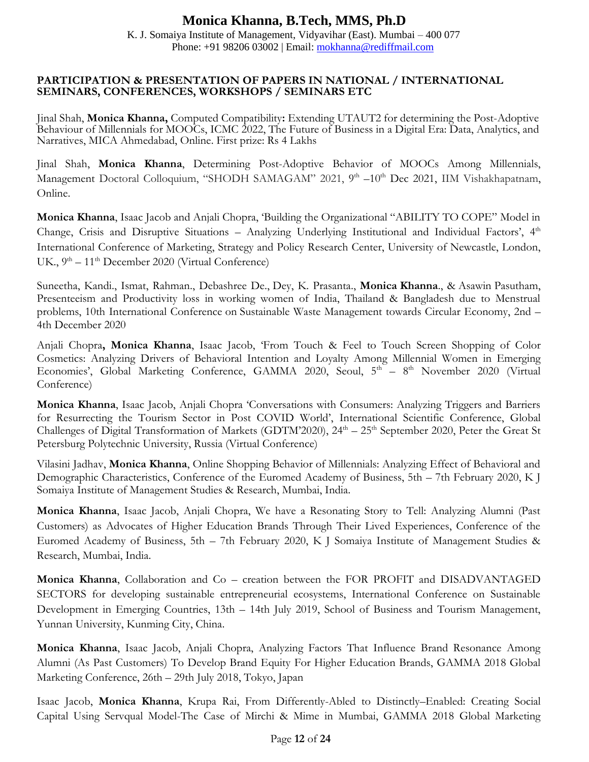# Monica Khanna, B.Tech, MMS, Ph.D

K. J. Somaiya Institute of Management, Vidyavihar (East). Mumbai – 400 077
Phone: +91 98206 03002 | Email: mokhanna@rediffmail.com

## PARTICIPATION & PRESENTATION OF PAPERS IN NATIONAL / INTERNATIONAL SEMINARS, CONFERENCES, WORKSHOPS / SEMINARS ETC

Jinal Shah, **Monica Khanna,** Computed Compatibility**:** Extending UTAUT2 for determining the Post-Adoptive Behaviour of Millennials for MOOCs, ICMC 2022, The Future of Business in a Digital Era: Data, Analytics, and Narratives, MICA Ahmedabad, Online. First prize: Rs 4 Lakhs

Jinal Shah, **Monica Khanna**, Determining Post-Adoptive Behavior of MOOCs Among Millennials, Management Doctoral Colloquium, "SHODH SAMAGAM" 2021, 9th –10th Dec 2021, IIM Vishakhapatnam, Online.

**Monica Khanna**, Isaac Jacob and Anjali Chopra, 'Building the Organizational "ABILITY TO COPE" Model in Change, Crisis and Disruptive Situations – Analyzing Underlying Institutional and Individual Factors', 4th International Conference of Marketing, Strategy and Policy Research Center, University of Newcastle, London, UK., 9th – 11th December 2020 (Virtual Conference)

Suneetha, Kandi., Ismat, Rahman., Debashree De., Dey, K. Prasanta., **Monica Khanna**., & Asawin Pasutham, Presenteeism and Productivity loss in working women of India, Thailand & Bangladesh due to Menstrual problems, 10th International Conference on Sustainable Waste Management towards Circular Economy, 2nd – 4th December 2020

Anjali Chopra**, Monica Khanna**, Isaac Jacob, 'From Touch & Feel to Touch Screen Shopping of Color Cosmetics: Analyzing Drivers of Behavioral Intention and Loyalty Among Millennial Women in Emerging Economies', Global Marketing Conference, GAMMA 2020, Seoul, 5th – 8th November 2020 (Virtual Conference)

**Monica Khanna**, Isaac Jacob, Anjali Chopra 'Conversations with Consumers: Analyzing Triggers and Barriers for Resurrecting the Tourism Sector in Post COVID World', International Scientific Conference, Global Challenges of Digital Transformation of Markets (GDTM'2020), 24th – 25th September 2020, Peter the Great St Petersburg Polytechnic University, Russia (Virtual Conference)

Vilasini Jadhav, **Monica Khanna**, Online Shopping Behavior of Millennials: Analyzing Effect of Behavioral and Demographic Characteristics, Conference of the Euromed Academy of Business, 5th – 7th February 2020, K J Somaiya Institute of Management Studies & Research, Mumbai, India.

**Monica Khanna**, Isaac Jacob, Anjali Chopra, We have a Resonating Story to Tell: Analyzing Alumni (Past Customers) as Advocates of Higher Education Brands Through Their Lived Experiences, Conference of the Euromed Academy of Business, 5th – 7th February 2020, K J Somaiya Institute of Management Studies & Research, Mumbai, India.

**Monica Khanna**, Collaboration and Co – creation between the FOR PROFIT and DISADVANTAGED SECTORS for developing sustainable entrepreneurial ecosystems, International Conference on Sustainable Development in Emerging Countries, 13th – 14th July 2019, School of Business and Tourism Management, Yunnan University, Kunming City, China.

**Monica Khanna**, Isaac Jacob, Anjali Chopra, Analyzing Factors That Influence Brand Resonance Among Alumni (As Past Customers) To Develop Brand Equity For Higher Education Brands, GAMMA 2018 Global Marketing Conference, 26th – 29th July 2018, Tokyo, Japan

Isaac Jacob, **Monica Khanna**, Krupa Rai, From Differently-Abled to Distinctly–Enabled: Creating Social Capital Using Servqual Model-The Case of Mirchi & Mime in Mumbai, GAMMA 2018 Global Marketing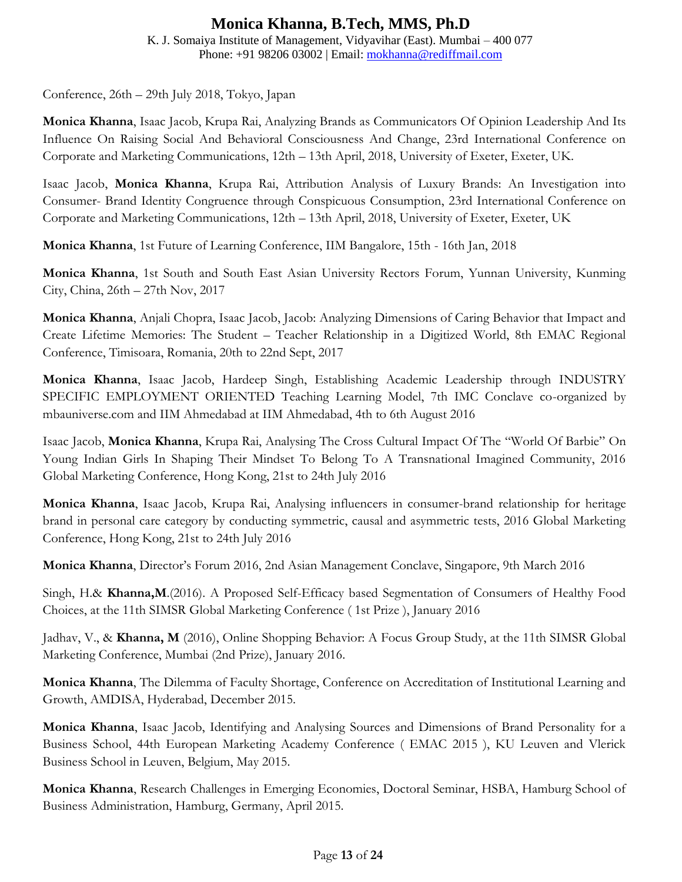Conference, 26th – 29th July 2018, Tokyo, Japan

**Monica Khanna**, Isaac Jacob, Krupa Rai, Analyzing Brands as Communicators Of Opinion Leadership And Its Influence On Raising Social And Behavioral Consciousness And Change, 23rd International Conference on Corporate and Marketing Communications, 12th – 13th April, 2018, University of Exeter, Exeter, UK.

Isaac Jacob, **Monica Khanna**, Krupa Rai, Attribution Analysis of Luxury Brands: An Investigation into Consumer- Brand Identity Congruence through Conspicuous Consumption, 23rd International Conference on Corporate and Marketing Communications, 12th – 13th April, 2018, University of Exeter, Exeter, UK

**Monica Khanna**, 1st Future of Learning Conference, IIM Bangalore, 15th - 16th Jan, 2018

**Monica Khanna**, 1st South and South East Asian University Rectors Forum, Yunnan University, Kunming City, China, 26th – 27th Nov, 2017

**Monica Khanna**, Anjali Chopra, Isaac Jacob, Jacob: Analyzing Dimensions of Caring Behavior that Impact and Create Lifetime Memories: The Student – Teacher Relationship in a Digitized World, 8th EMAC Regional Conference, Timisoara, Romania, 20th to 22nd Sept, 2017

**Monica Khanna**, Isaac Jacob, Hardeep Singh, Establishing Academic Leadership through INDUSTRY SPECIFIC EMPLOYMENT ORIENTED Teaching Learning Model, 7th IMC Conclave co-organized by mbauniverse.com and IIM Ahmedabad at IIM Ahmedabad, 4th to 6th August 2016

Isaac Jacob, **Monica Khanna**, Krupa Rai, Analysing The Cross Cultural Impact Of The "World Of Barbie" On Young Indian Girls In Shaping Their Mindset To Belong To A Transnational Imagined Community, 2016 Global Marketing Conference, Hong Kong, 21st to 24th July 2016

**Monica Khanna**, Isaac Jacob, Krupa Rai, Analysing influencers in consumer-brand relationship for heritage brand in personal care category by conducting symmetric, causal and asymmetric tests, 2016 Global Marketing Conference, Hong Kong, 21st to 24th July 2016

**Monica Khanna**, Director's Forum 2016, 2nd Asian Management Conclave, Singapore, 9th March 2016

Singh, H.& **Khanna,M**.(2016). A Proposed Self-Efficacy based Segmentation of Consumers of Healthy Food Choices, at the 11th SIMSR Global Marketing Conference ( 1st Prize ), January 2016

Jadhav, V., & **Khanna, M** (2016), Online Shopping Behavior: A Focus Group Study, at the 11th SIMSR Global Marketing Conference, Mumbai (2nd Prize), January 2016.

**Monica Khanna**, The Dilemma of Faculty Shortage, Conference on Accreditation of Institutional Learning and Growth, AMDISA, Hyderabad, December 2015.

**Monica Khanna**, Isaac Jacob, Identifying and Analysing Sources and Dimensions of Brand Personality for a Business School, 44th European Marketing Academy Conference ( EMAC 2015 ), KU Leuven and Vlerick Business School in Leuven, Belgium, May 2015.

**Monica Khanna**, Research Challenges in Emerging Economies, Doctoral Seminar, HSBA, Hamburg School of Business Administration, Hamburg, Germany, April 2015.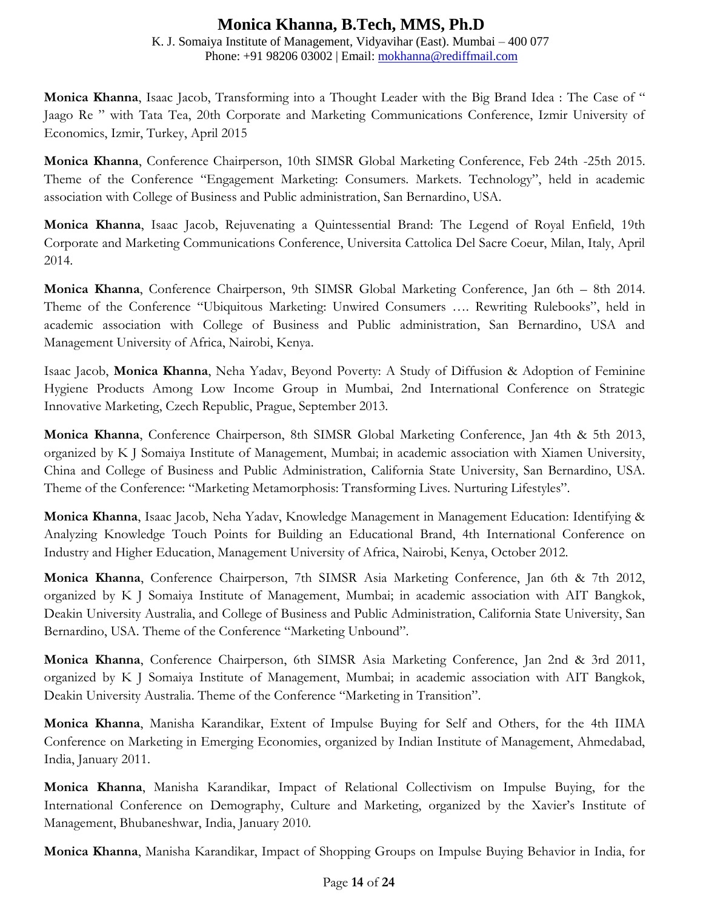**Monica Khanna**, Isaac Jacob, Transforming into a Thought Leader with the Big Brand Idea : The Case of " Jaago Re " with Tata Tea, 20th Corporate and Marketing Communications Conference, Izmir University of Economics, Izmir, Turkey, April 2015

**Monica Khanna**, Conference Chairperson, 10th SIMSR Global Marketing Conference, Feb 24th -25th 2015. Theme of the Conference "Engagement Marketing: Consumers. Markets. Technology", held in academic association with College of Business and Public administration, San Bernardino, USA.

**Monica Khanna**, Isaac Jacob, Rejuvenating a Quintessential Brand: The Legend of Royal Enfield, 19th Corporate and Marketing Communications Conference, Universita Cattolica Del Sacre Coeur, Milan, Italy, April 2014.

**Monica Khanna**, Conference Chairperson, 9th SIMSR Global Marketing Conference, Jan 6th – 8th 2014. Theme of the Conference "Ubiquitous Marketing: Unwired Consumers …. Rewriting Rulebooks", held in academic association with College of Business and Public administration, San Bernardino, USA and Management University of Africa, Nairobi, Kenya.

Isaac Jacob, **Monica Khanna**, Neha Yadav, Beyond Poverty: A Study of Diffusion & Adoption of Feminine Hygiene Products Among Low Income Group in Mumbai, 2nd International Conference on Strategic Innovative Marketing, Czech Republic, Prague, September 2013.

**Monica Khanna**, Conference Chairperson, 8th SIMSR Global Marketing Conference, Jan 4th & 5th 2013, organized by K J Somaiya Institute of Management, Mumbai; in academic association with Xiamen University, China and College of Business and Public Administration, California State University, San Bernardino, USA. Theme of the Conference: "Marketing Metamorphosis: Transforming Lives. Nurturing Lifestyles".

**Monica Khanna**, Isaac Jacob, Neha Yadav, Knowledge Management in Management Education: Identifying & Analyzing Knowledge Touch Points for Building an Educational Brand, 4th International Conference on Industry and Higher Education, Management University of Africa, Nairobi, Kenya, October 2012.

**Monica Khanna**, Conference Chairperson, 7th SIMSR Asia Marketing Conference, Jan 6th & 7th 2012, organized by K J Somaiya Institute of Management, Mumbai; in academic association with AIT Bangkok, Deakin University Australia, and College of Business and Public Administration, California State University, San Bernardino, USA. Theme of the Conference "Marketing Unbound".

**Monica Khanna**, Conference Chairperson, 6th SIMSR Asia Marketing Conference, Jan 2nd & 3rd 2011, organized by K J Somaiya Institute of Management, Mumbai; in academic association with AIT Bangkok, Deakin University Australia. Theme of the Conference "Marketing in Transition".

**Monica Khanna**, Manisha Karandikar, Extent of Impulse Buying for Self and Others, for the 4th IIMA Conference on Marketing in Emerging Economies, organized by Indian Institute of Management, Ahmedabad, India, January 2011.

**Monica Khanna**, Manisha Karandikar, Impact of Relational Collectivism on Impulse Buying, for the International Conference on Demography, Culture and Marketing, organized by the Xavier's Institute of Management, Bhubaneshwar, India, January 2010.

**Monica Khanna**, Manisha Karandikar, Impact of Shopping Groups on Impulse Buying Behavior in India, for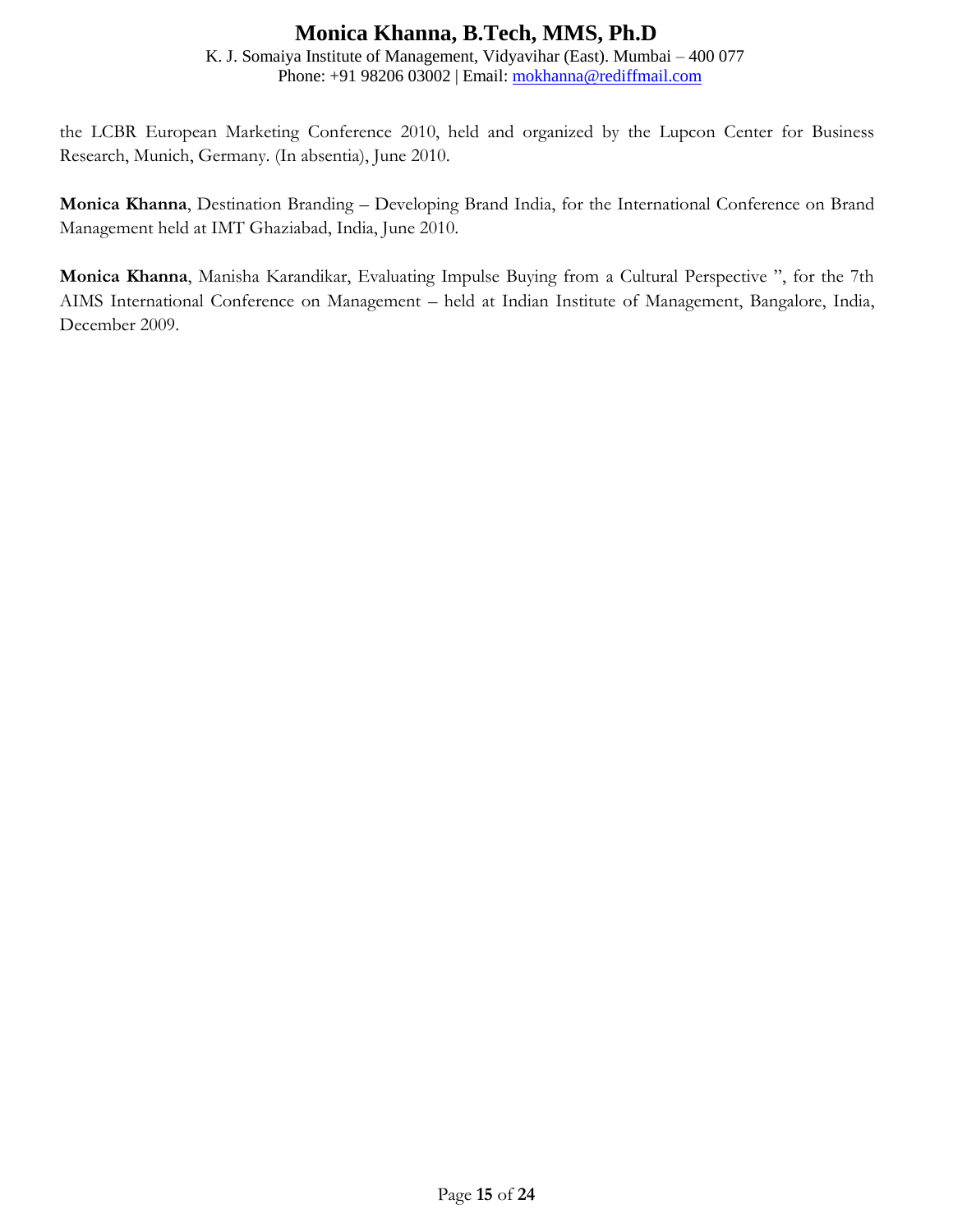the LCBR European Marketing Conference 2010, held and organized by the Lupcon Center for Business Research, Munich, Germany. (In absentia), June 2010.

**Monica Khanna**, Destination Branding – Developing Brand India, for the International Conference on Brand Management held at IMT Ghaziabad, India, June 2010.

**Monica Khanna**, Manisha Karandikar, Evaluating Impulse Buying from a Cultural Perspective ", for the 7th AIMS International Conference on Management – held at Indian Institute of Management, Bangalore, India, December 2009.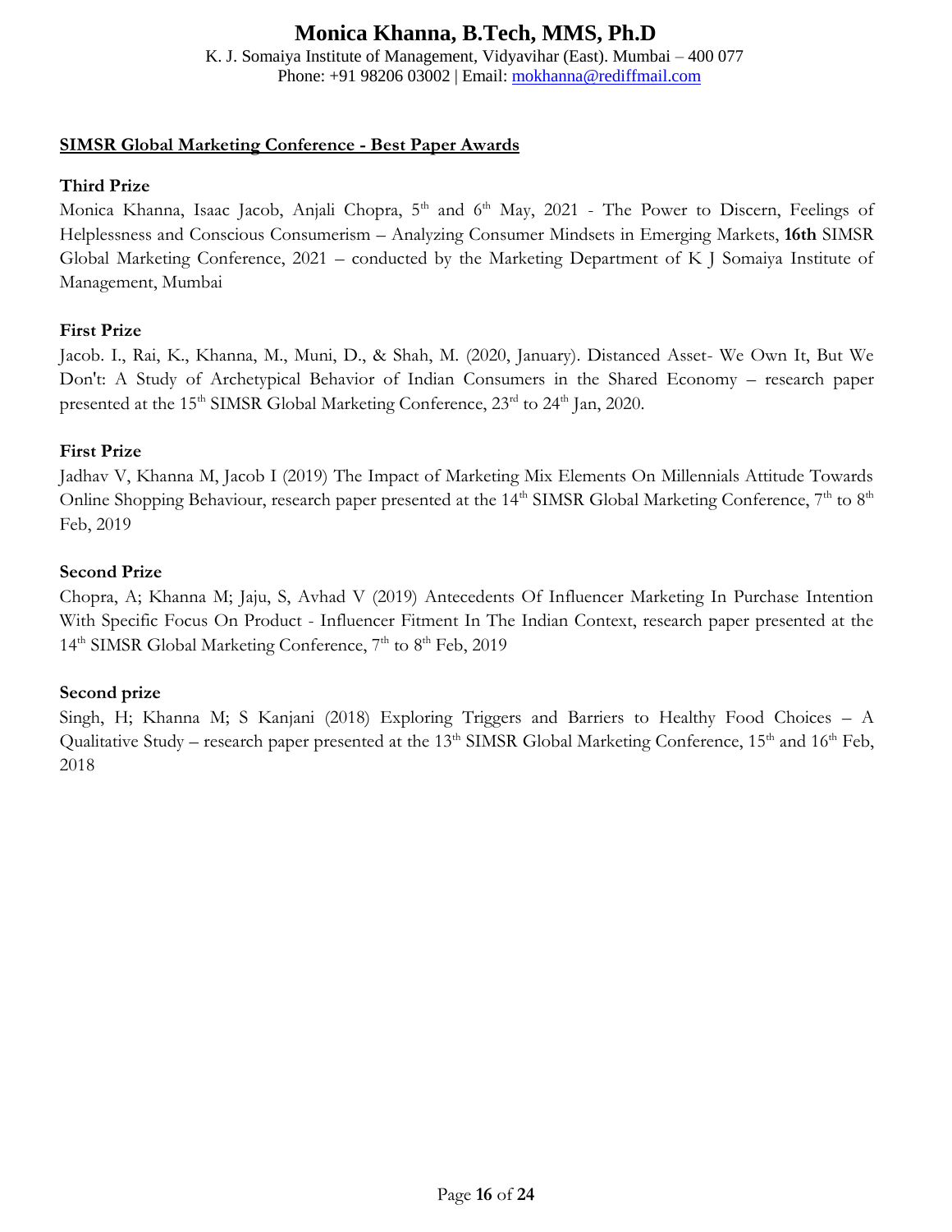# Monica Khanna, B.Tech, MMS, Ph.D

K. J. Somaiya Institute of Management, Vidyavihar (East). Mumbai – 400 077
Phone: +91 98206 03002 | Email: mokhanna@rediffmail.com

**SIMSR Global Marketing Conference - Best Paper Awards**

**Third Prize**

Monica Khanna, Isaac Jacob, Anjali Chopra, 5th and 6th May, 2021 - The Power to Discern, Feelings of Helplessness and Conscious Consumerism – Analyzing Consumer Mindsets in Emerging Markets, **16th** SIMSR Global Marketing Conference, 2021 – conducted by the Marketing Department of K J Somaiya Institute of Management, Mumbai

**First Prize**

Jacob. I., Rai, K., Khanna, M., Muni, D., & Shah, M. (2020, January). Distanced Asset- We Own It, But We Don't: A Study of Archetypical Behavior of Indian Consumers in the Shared Economy – research paper presented at the 15th SIMSR Global Marketing Conference, 23rd to 24th Jan, 2020.

**First Prize**

Jadhav V, Khanna M, Jacob I (2019) The Impact of Marketing Mix Elements On Millennials Attitude Towards Online Shopping Behaviour, research paper presented at the 14th SIMSR Global Marketing Conference, 7th to 8th Feb, 2019

**Second Prize**

Chopra, A; Khanna M; Jaju, S, Avhad V (2019) Antecedents Of Influencer Marketing In Purchase Intention With Specific Focus On Product - Influencer Fitment In The Indian Context, research paper presented at the 14th SIMSR Global Marketing Conference, 7th to 8th Feb, 2019

**Second prize**

Singh, H; Khanna M; S Kanjani (2018) Exploring Triggers and Barriers to Healthy Food Choices – A Qualitative Study – research paper presented at the 13th SIMSR Global Marketing Conference, 15th and 16th Feb, 2018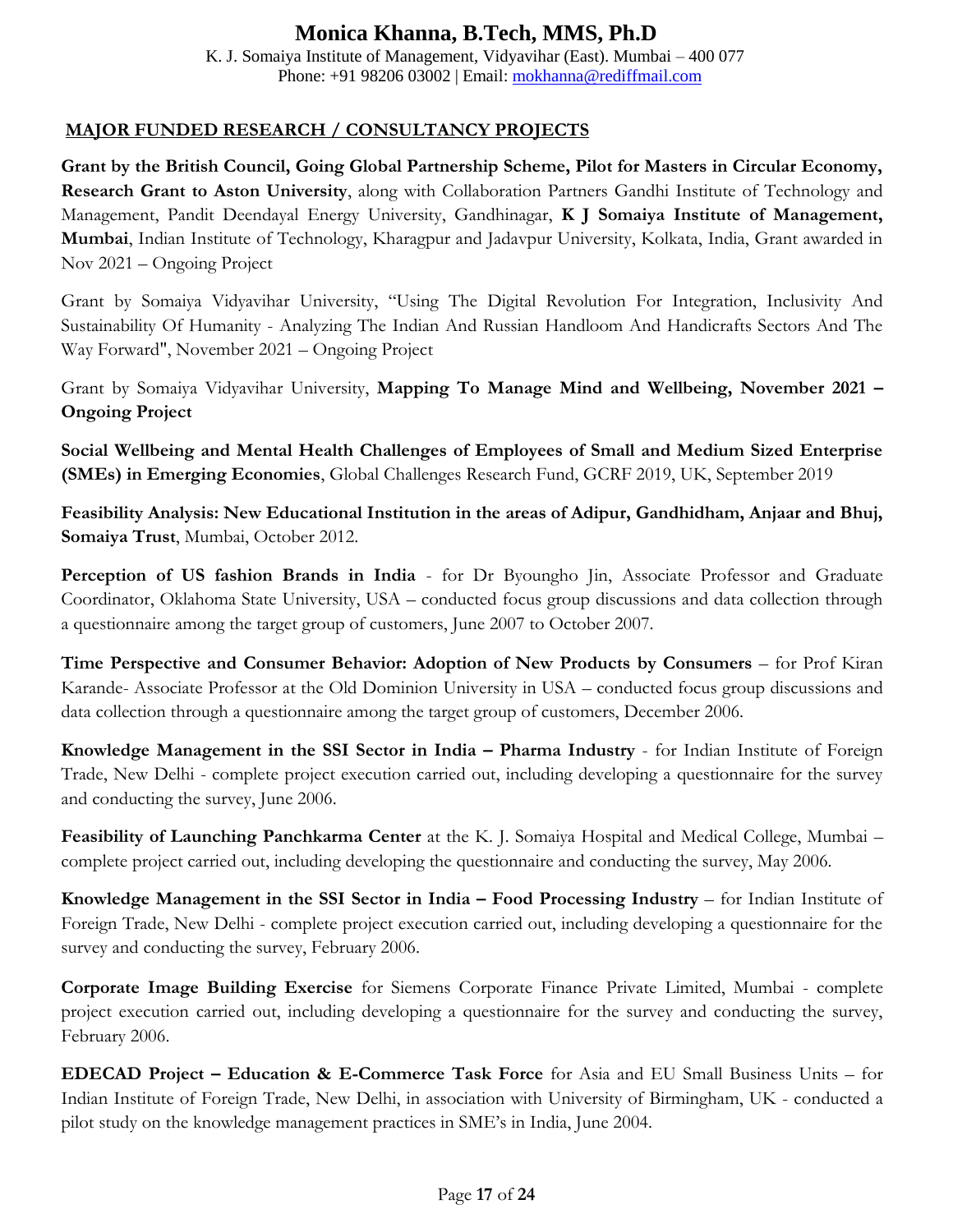# Monica Khanna, B.Tech, MMS, Ph.D

K. J. Somaiya Institute of Management, Vidyavihar (East). Mumbai – 400 077
Phone: +91 98206 03002 | Email: mokhanna@rediffmail.com

## MAJOR FUNDED RESEARCH / CONSULTANCY PROJECTS

**Grant by the British Council, Going Global Partnership Scheme, Pilot for Masters in Circular Economy, Research Grant to Aston University**, along with Collaboration Partners Gandhi Institute of Technology and Management, Pandit Deendayal Energy University, Gandhinagar, **K J Somaiya Institute of Management, Mumbai**, Indian Institute of Technology, Kharagpur and Jadavpur University, Kolkata, India, Grant awarded in Nov 2021 – Ongoing Project

Grant by Somaiya Vidyavihar University, "Using The Digital Revolution For Integration, Inclusivity And Sustainability Of Humanity - Analyzing The Indian And Russian Handloom And Handicrafts Sectors And The Way Forward", November 2021 – Ongoing Project

Grant by Somaiya Vidyavihar University, **Mapping To Manage Mind and Wellbeing, November 2021 – Ongoing Project**

**Social Wellbeing and Mental Health Challenges of Employees of Small and Medium Sized Enterprise (SMEs) in Emerging Economies**, Global Challenges Research Fund, GCRF 2019, UK, September 2019

**Feasibility Analysis: New Educational Institution in the areas of Adipur, Gandhidham, Anjaar and Bhuj, Somaiya Trust**, Mumbai, October 2012.

**Perception of US fashion Brands in India** - for Dr Byoungho Jin, Associate Professor and Graduate Coordinator, Oklahoma State University, USA – conducted focus group discussions and data collection through a questionnaire among the target group of customers, June 2007 to October 2007.

**Time Perspective and Consumer Behavior: Adoption of New Products by Consumers** – for Prof Kiran Karande- Associate Professor at the Old Dominion University in USA – conducted focus group discussions and data collection through a questionnaire among the target group of customers, December 2006.

**Knowledge Management in the SSI Sector in India – Pharma Industry** - for Indian Institute of Foreign Trade, New Delhi - complete project execution carried out, including developing a questionnaire for the survey and conducting the survey, June 2006.

**Feasibility of Launching Panchkarma Center** at the K. J. Somaiya Hospital and Medical College, Mumbai – complete project carried out, including developing the questionnaire and conducting the survey, May 2006.

**Knowledge Management in the SSI Sector in India – Food Processing Industry** – for Indian Institute of Foreign Trade, New Delhi - complete project execution carried out, including developing a questionnaire for the survey and conducting the survey, February 2006.

**Corporate Image Building Exercise** for Siemens Corporate Finance Private Limited, Mumbai - complete project execution carried out, including developing a questionnaire for the survey and conducting the survey, February 2006.

**EDECAD Project – Education & E-Commerce Task Force** for Asia and EU Small Business Units – for Indian Institute of Foreign Trade, New Delhi, in association with University of Birmingham, UK - conducted a pilot study on the knowledge management practices in SME's in India, June 2004.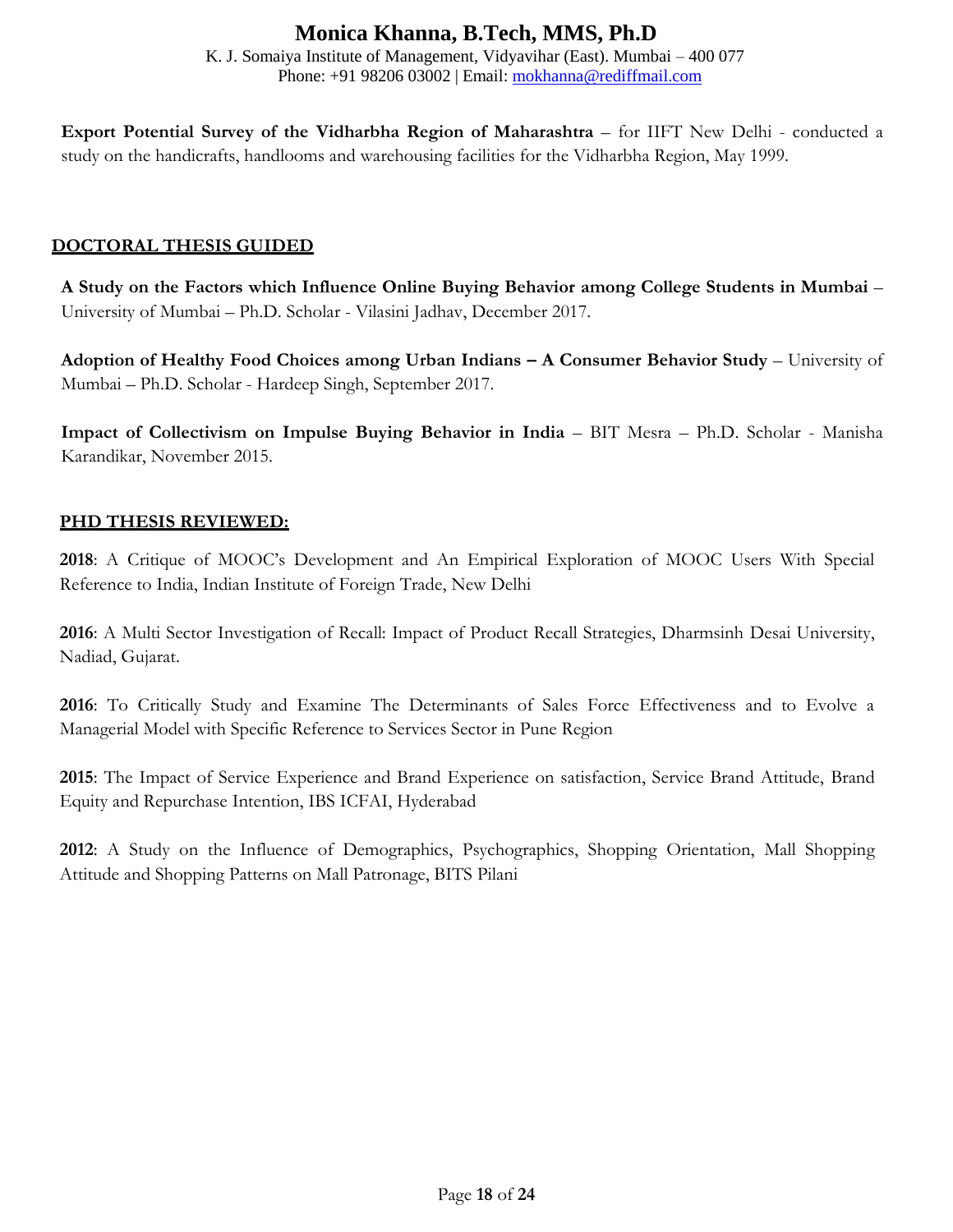**Export Potential Survey of the Vidharbha Region of Maharashtra** – for IIFT New Delhi - conducted a study on the handicrafts, handlooms and warehousing facilities for the Vidharbha Region, May 1999.

## DOCTORAL THESIS GUIDED

**A Study on the Factors which Influence Online Buying Behavior among College Students in Mumbai** – University of Mumbai – Ph.D. Scholar - Vilasini Jadhav, December 2017.

**Adoption of Healthy Food Choices among Urban Indians – A Consumer Behavior Study** – University of Mumbai – Ph.D. Scholar - Hardeep Singh, September 2017.

**Impact of Collectivism on Impulse Buying Behavior in India** – BIT Mesra – Ph.D. Scholar - Manisha Karandikar, November 2015.

## PHD THESIS REVIEWED:

**2018**: A Critique of MOOC's Development and An Empirical Exploration of MOOC Users With Special Reference to India, Indian Institute of Foreign Trade, New Delhi

**2016**: A Multi Sector Investigation of Recall: Impact of Product Recall Strategies, Dharmsinh Desai University, Nadiad, Gujarat.

**2016**: To Critically Study and Examine The Determinants of Sales Force Effectiveness and to Evolve a Managerial Model with Specific Reference to Services Sector in Pune Region

**2015**: The Impact of Service Experience and Brand Experience on satisfaction, Service Brand Attitude, Brand Equity and Repurchase Intention, IBS ICFAI, Hyderabad

**2012**: A Study on the Influence of Demographics, Psychographics, Shopping Orientation, Mall Shopping Attitude and Shopping Patterns on Mall Patronage, BITS Pilani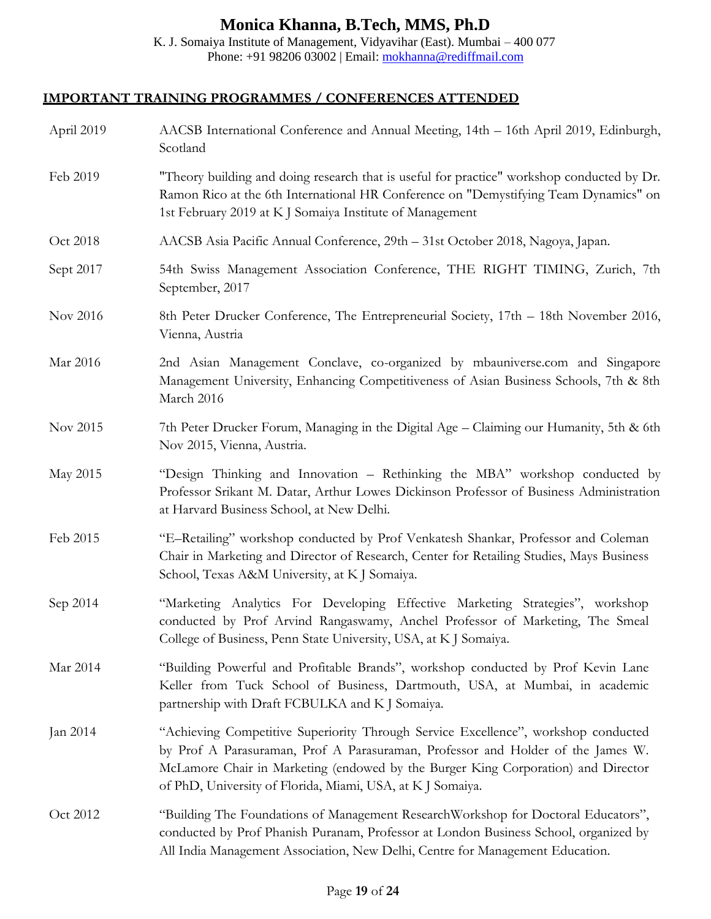# Monica Khanna, B.Tech, MMS, Ph.D

K. J. Somaiya Institute of Management, Vidyavihar (East). Mumbai – 400 077
Phone: +91 98206 03002 | Email: mokhanna@rediffmail.com

## IMPORTANT TRAINING PROGRAMMES / CONFERENCES ATTENDED

| | |
|---|---|
| April 2019 | AACSB International Conference and Annual Meeting, 14th – 16th April 2019, Edinburgh, Scotland |
| Feb 2019 | "Theory building and doing research that is useful for practice" workshop conducted by Dr. Ramon Rico at the 6th International HR Conference on "Demystifying Team Dynamics" on 1st February 2019 at K J Somaiya Institute of Management |
| Oct 2018 | AACSB Asia Pacific Annual Conference, 29th – 31st October 2018, Nagoya, Japan. |
| Sept 2017 | 54th Swiss Management Association Conference, THE RIGHT TIMING, Zurich, 7th September, 2017 |
| Nov 2016 | 8th Peter Drucker Conference, The Entrepreneurial Society, 17th – 18th November 2016, Vienna, Austria |
| Mar 2016 | 2nd Asian Management Conclave, co-organized by mbauniverse.com and Singapore Management University, Enhancing Competitiveness of Asian Business Schools, 7th & 8th March 2016 |
| Nov 2015 | 7th Peter Drucker Forum, Managing in the Digital Age – Claiming our Humanity, 5th & 6th Nov 2015, Vienna, Austria. |
| May 2015 | "Design Thinking and Innovation – Rethinking the MBA" workshop conducted by Professor Srikant M. Datar, Arthur Lowes Dickinson Professor of Business Administration at Harvard Business School, at New Delhi. |
| Feb 2015 | "E–Retailing" workshop conducted by Prof Venkatesh Shankar, Professor and Coleman Chair in Marketing and Director of Research, Center for Retailing Studies, Mays Business School, Texas A&M University, at K J Somaiya. |
| Sep 2014 | "Marketing Analytics For Developing Effective Marketing Strategies", workshop conducted by Prof Arvind Rangaswamy, Anchel Professor of Marketing, The Smeal College of Business, Penn State University, USA, at K J Somaiya. |
| Mar 2014 | "Building Powerful and Profitable Brands", workshop conducted by Prof Kevin Lane Keller from Tuck School of Business, Dartmouth, USA, at Mumbai, in academic partnership with Draft FCBULKA and K J Somaiya. |
| Jan 2014 | "Achieving Competitive Superiority Through Service Excellence", workshop conducted by Prof A Parasuraman, Prof A Parasuraman, Professor and Holder of the James W. McLamore Chair in Marketing (endowed by the Burger King Corporation) and Director of PhD, University of Florida, Miami, USA, at K J Somaiya. |
| Oct 2012 | "Building The Foundations of Management ResearchWorkshop for Doctoral Educators", conducted by Prof Phanish Puranam, Professor at London Business School, organized by All India Management Association, New Delhi, Centre for Management Education. |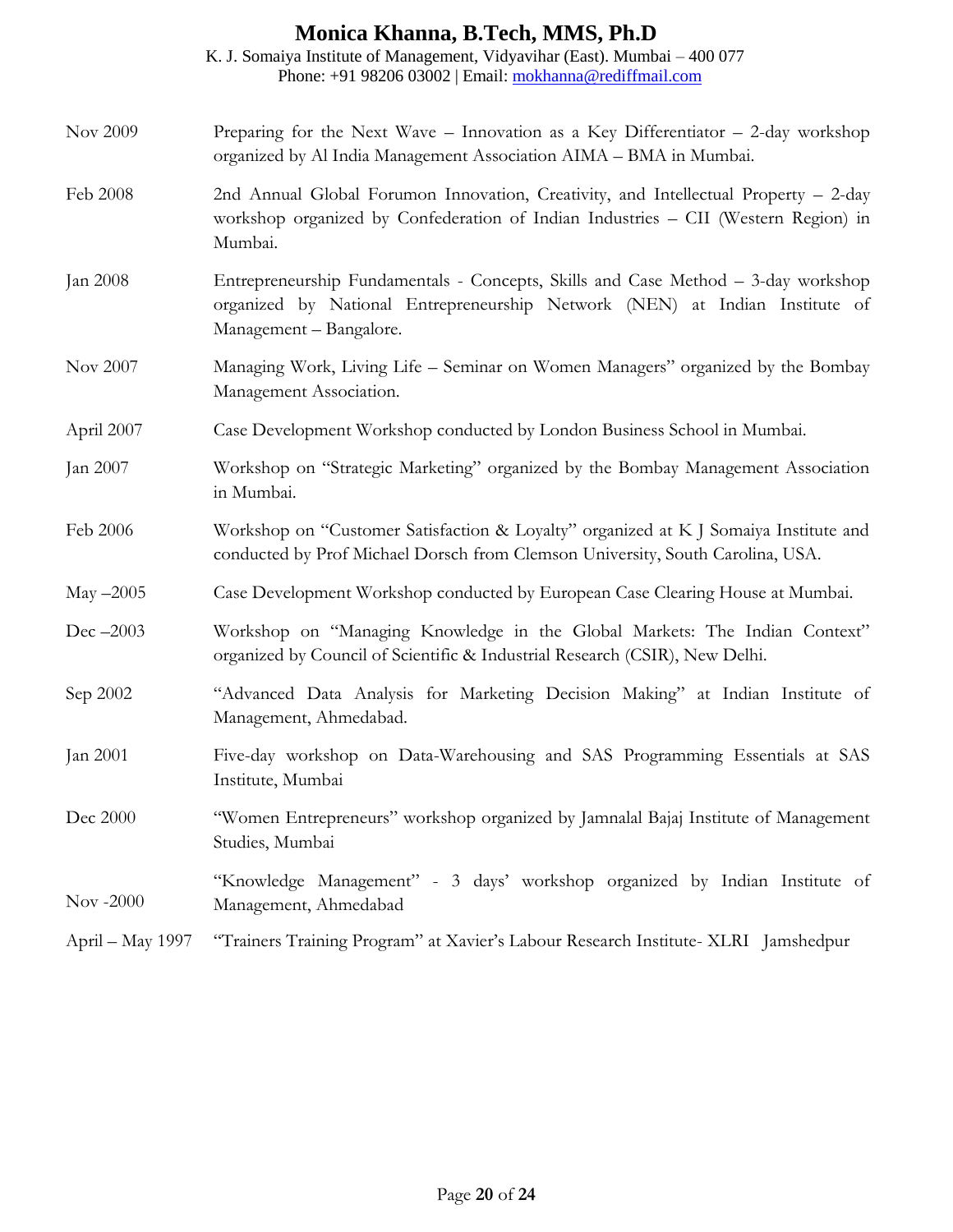# Monica Khanna, B.Tech, MMS, Ph.D

K. J. Somaiya Institute of Management, Vidyavihar (East). Mumbai – 400 077
Phone: +91 98206 03002 | Email: mokhanna@rediffmail.com

| | |
|---|---|
| Nov 2009 | Preparing for the Next Wave – Innovation as a Key Differentiator – 2-day workshop organized by Al India Management Association AIMA – BMA in Mumbai. |
| Feb 2008 | 2nd Annual Global Forumon Innovation, Creativity, and Intellectual Property – 2-day workshop organized by Confederation of Indian Industries – CII (Western Region) in Mumbai. |
| Jan 2008 | Entrepreneurship Fundamentals - Concepts, Skills and Case Method – 3-day workshop organized by National Entrepreneurship Network (NEN) at Indian Institute of Management – Bangalore. |
| Nov 2007 | Managing Work, Living Life – Seminar on Women Managers" organized by the Bombay Management Association. |
| April 2007 | Case Development Workshop conducted by London Business School in Mumbai. |
| Jan 2007 | Workshop on "Strategic Marketing" organized by the Bombay Management Association in Mumbai. |
| Feb 2006 | Workshop on "Customer Satisfaction & Loyalty" organized at K J Somaiya Institute and conducted by Prof Michael Dorsch from Clemson University, South Carolina, USA. |
| May –2005 | Case Development Workshop conducted by European Case Clearing House at Mumbai. |
| Dec –2003 | Workshop on "Managing Knowledge in the Global Markets: The Indian Context" organized by Council of Scientific & Industrial Research (CSIR), New Delhi. |
| Sep 2002 | "Advanced Data Analysis for Marketing Decision Making" at Indian Institute of Management, Ahmedabad. |
| Jan 2001 | Five-day workshop on Data-Warehousing and SAS Programming Essentials at SAS Institute, Mumbai |
| Dec 2000 | "Women Entrepreneurs" workshop organized by Jamnalal Bajaj Institute of Management Studies, Mumbai |
| Nov -2000 | "Knowledge Management" - 3 days' workshop organized by Indian Institute of Management, Ahmedabad |
| April – May 1997 | "Trainers Training Program" at Xavier's Labour Research Institute- XLRI Jamshedpur |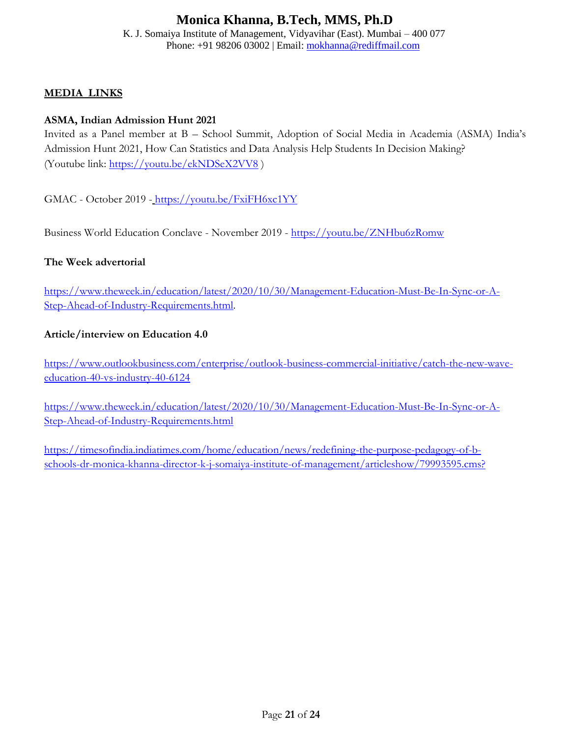# Monica Khanna, B.Tech, MMS, Ph.D

K. J. Somaiya Institute of Management, Vidyavihar (East). Mumbai – 400 077
Phone: +91 98206 03002 | Email: mokhanna@rediffmail.com

## MEDIA LINKS

**ASMA, Indian Admission Hunt 2021**

Invited as a Panel member at B – School Summit, Adoption of Social Media in Academia (ASMA) India's Admission Hunt 2021, How Can Statistics and Data Analysis Help Students In Decision Making?
(Youtube link: https://youtu.be/ekNDSeX2VV8 )

GMAC - October 2019 - https://youtu.be/FxiFH6xc1YY

Business World Education Conclave - November 2019 - https://youtu.be/ZNHbu6zRomw

**The Week advertorial**

https://www.theweek.in/education/latest/2020/10/30/Management-Education-Must-Be-In-Sync-or-A-Step-Ahead-of-Industry-Requirements.html.

**Article/interview on Education 4.0**

https://www.outlookbusiness.com/enterprise/outlook-business-commercial-initiative/catch-the-new-wave-education-40-vs-industry-40-6124

https://www.theweek.in/education/latest/2020/10/30/Management-Education-Must-Be-In-Sync-or-A-Step-Ahead-of-Industry-Requirements.html

https://timesofindia.indiatimes.com/home/education/news/redefining-the-purpose-pedagogy-of-b-schools-dr-monica-khanna-director-k-j-somaiya-institute-of-management/articleshow/79993595.cms?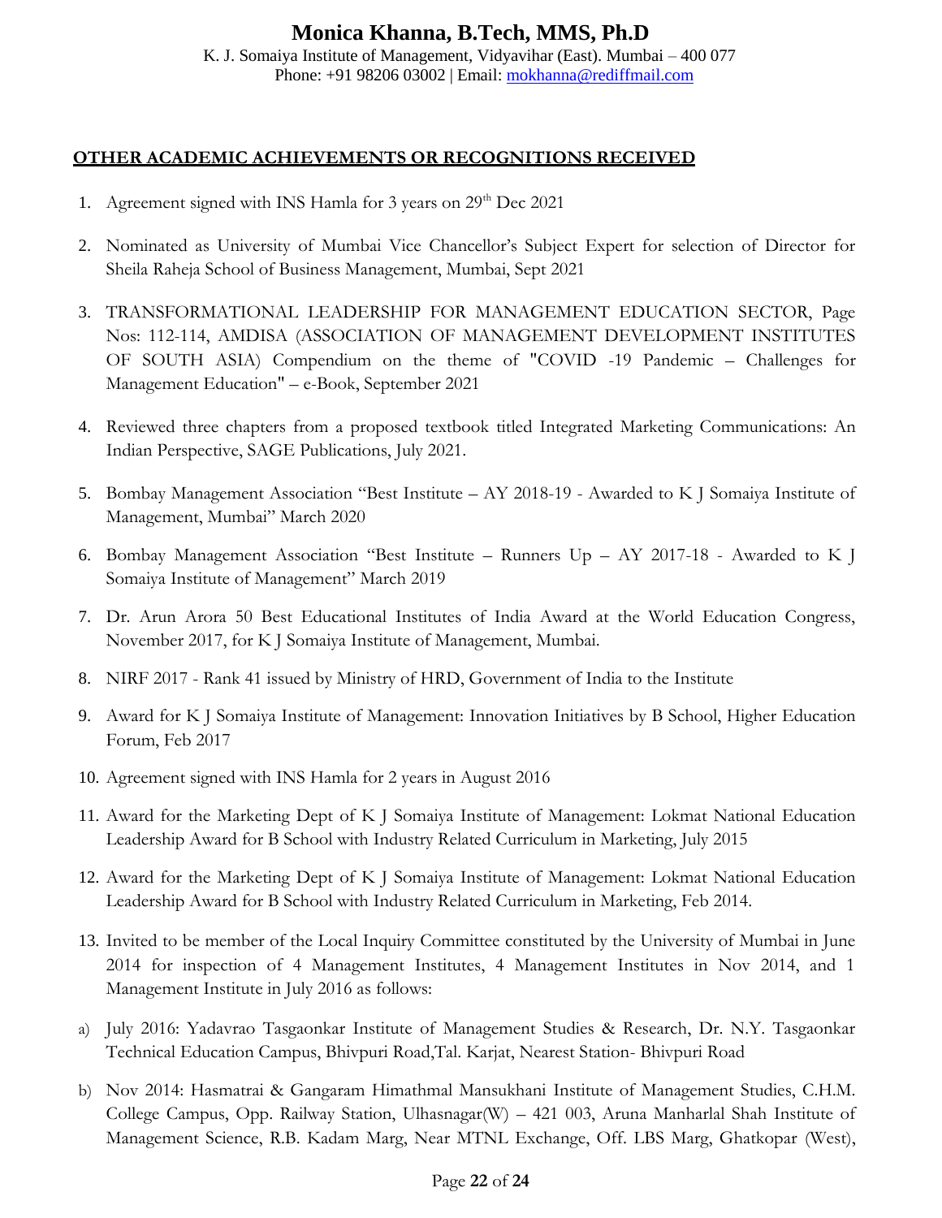# Monica Khanna, B.Tech, MMS, Ph.D

K. J. Somaiya Institute of Management, Vidyavihar (East). Mumbai – 400 077
Phone: +91 98206 03002 | Email: mokhanna@rediffmail.com

## OTHER ACADEMIC ACHIEVEMENTS OR RECOGNITIONS RECEIVED

1. Agreement signed with INS Hamla for 3 years on 29th Dec 2021
2. Nominated as University of Mumbai Vice Chancellor's Subject Expert for selection of Director for Sheila Raheja School of Business Management, Mumbai, Sept 2021
3. TRANSFORMATIONAL LEADERSHIP FOR MANAGEMENT EDUCATION SECTOR, Page Nos: 112-114, AMDISA (ASSOCIATION OF MANAGEMENT DEVELOPMENT INSTITUTES OF SOUTH ASIA) Compendium on the theme of "COVID -19 Pandemic – Challenges for Management Education" – e-Book, September 2021
4. Reviewed three chapters from a proposed textbook titled Integrated Marketing Communications: An Indian Perspective, SAGE Publications, July 2021.
5. Bombay Management Association "Best Institute – AY 2018-19 - Awarded to K J Somaiya Institute of Management, Mumbai" March 2020
6. Bombay Management Association "Best Institute – Runners Up – AY 2017-18 - Awarded to K J Somaiya Institute of Management" March 2019
7. Dr. Arun Arora 50 Best Educational Institutes of India Award at the World Education Congress, November 2017, for K J Somaiya Institute of Management, Mumbai.
8. NIRF 2017 - Rank 41 issued by Ministry of HRD, Government of India to the Institute
9. Award for K J Somaiya Institute of Management: Innovation Initiatives by B School, Higher Education Forum, Feb 2017
10. Agreement signed with INS Hamla for 2 years in August 2016
11. Award for the Marketing Dept of K J Somaiya Institute of Management: Lokmat National Education Leadership Award for B School with Industry Related Curriculum in Marketing, July 2015
12. Award for the Marketing Dept of K J Somaiya Institute of Management: Lokmat National Education Leadership Award for B School with Industry Related Curriculum in Marketing, Feb 2014.
13. Invited to be member of the Local Inquiry Committee constituted by the University of Mumbai in June 2014 for inspection of 4 Management Institutes, 4 Management Institutes in Nov 2014, and 1 Management Institute in July 2016 as follows:

a) July 2016: Yadavrao Tasgaonkar Institute of Management Studies & Research, Dr. N.Y. Tasgaonkar Technical Education Campus, Bhivpuri Road,Tal. Karjat, Nearest Station- Bhivpuri Road

b) Nov 2014: Hasmatrai & Gangaram Himathmal Mansukhani Institute of Management Studies, C.H.M. College Campus, Opp. Railway Station, Ulhasnagar(W) – 421 003, Aruna Manharlal Shah Institute of Management Science, R.B. Kadam Marg, Near MTNL Exchange, Off. LBS Marg, Ghatkopar (West),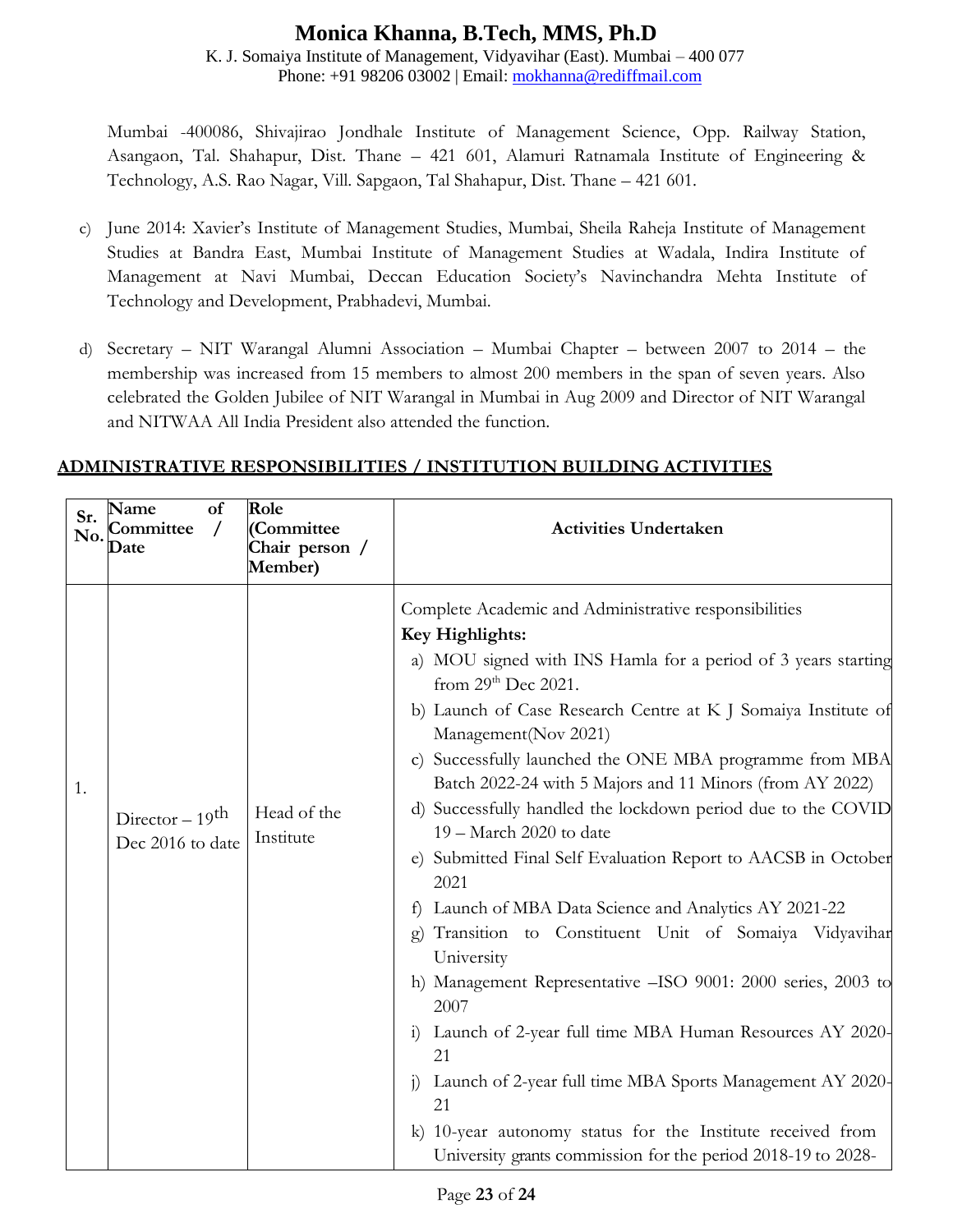Mumbai -400086, Shivajirao Jondhale Institute of Management Science, Opp. Railway Station, Asangaon, Tal. Shahapur, Dist. Thane – 421 601, Alamuri Ratnamala Institute of Engineering & Technology, A.S. Rao Nagar, Vill. Sapgaon, Tal Shahapur, Dist. Thane – 421 601.

c) June 2014: Xavier's Institute of Management Studies, Mumbai, Sheila Raheja Institute of Management Studies at Bandra East, Mumbai Institute of Management Studies at Wadala, Indira Institute of Management at Navi Mumbai, Deccan Education Society's Navinchandra Mehta Institute of Technology and Development, Prabhadevi, Mumbai.

d) Secretary – NIT Warangal Alumni Association – Mumbai Chapter – between 2007 to 2014 – the membership was increased from 15 members to almost 200 members in the span of seven years. Also celebrated the Golden Jubilee of NIT Warangal in Mumbai in Aug 2009 and Director of NIT Warangal and NITWAA All India President also attended the function.

## ADMINISTRATIVE RESPONSIBILITIES / INSTITUTION BUILDING ACTIVITIES

| Sr. No. | Name of Committee / Date | Role (Committee Chair person / Member) | Activities Undertaken |
|---|---|---|---|
| 1. | Director – 19th Dec 2016 to date | Head of the Institute | Complete Academic and Administrative responsibilities<br>**Key Highlights:**<br>a) MOU signed with INS Hamla for a period of 3 years starting from 29th Dec 2021.<br>b) Launch of Case Research Centre at K J Somaiya Institute of Management(Nov 2021)<br>c) Successfully launched the ONE MBA programme from MBA Batch 2022-24 with 5 Majors and 11 Minors (from AY 2022)<br>d) Successfully handled the lockdown period due to the COVID 19 – March 2020 to date<br>e) Submitted Final Self Evaluation Report to AACSB in October 2021<br>f) Launch of MBA Data Science and Analytics AY 2021-22<br>g) Transition to Constituent Unit of Somaiya Vidyavihar University<br>h) Management Representative –ISO 9001: 2000 series, 2003 to 2007<br>i) Launch of 2-year full time MBA Human Resources AY 2020-21<br>j) Launch of 2-year full time MBA Sports Management AY 2020-21<br>k) 10-year autonomy status for the Institute received from University grants commission for the period 2018-19 to 2028- |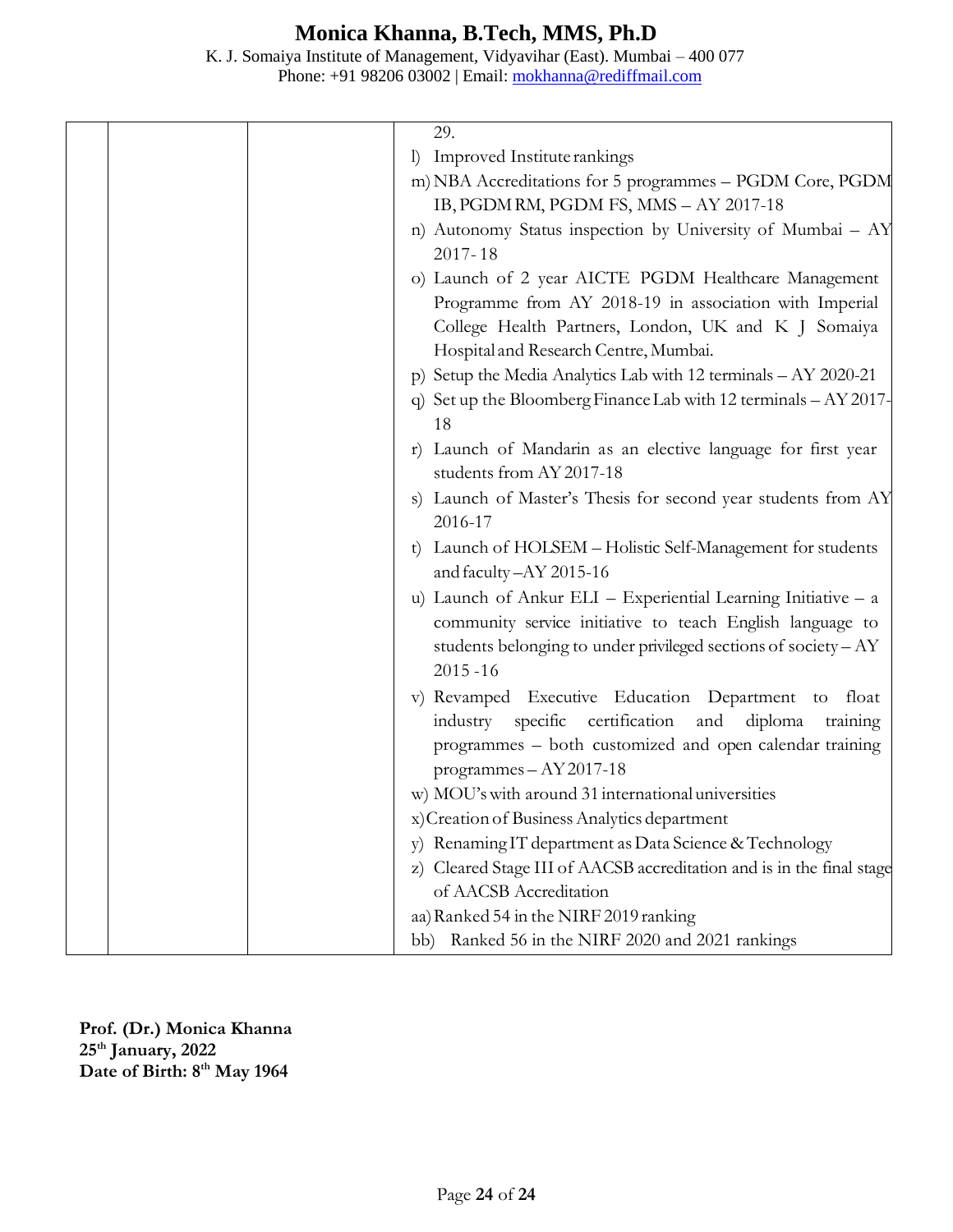| | | | |
|---|---|---|---|
| | | | 29.<br>l) Improved Institute rankings<br>m) NBA Accreditations for 5 programmes – PGDM Core, PGDM IB, PGDM RM, PGDM FS, MMS – AY 2017-18<br>n) Autonomy Status inspection by University of Mumbai – AY 2017- 18<br>o) Launch of 2 year AICTE PGDM Healthcare Management Programme from AY 2018-19 in association with Imperial College Health Partners, London, UK and K J Somaiya Hospital and Research Centre, Mumbai.<br>p) Setup the Media Analytics Lab with 12 terminals – AY 2020-21<br>q) Set up the Bloomberg Finance Lab with 12 terminals – AY 2017-18<br>r) Launch of Mandarin as an elective language for first year students from AY 2017-18<br>s) Launch of Master's Thesis for second year students from AY 2016-17<br>t) Launch of HOLSEM – Holistic Self-Management for students and faculty –AY 2015-16<br>u) Launch of Ankur ELI – Experiential Learning Initiative – a community service initiative to teach English language to students belonging to under privileged sections of society – AY 2015 -16<br>v) Revamped Executive Education Department to float industry specific certification and diploma training programmes – both customized and open calendar training programmes – AY 2017-18<br>w) MOU's with around 31 international universities<br>x) Creation of Business Analytics department<br>y) Renaming IT department as Data Science & Technology<br>z) Cleared Stage III of AACSB accreditation and is in the final stage of AACSB Accreditation<br>aa) Ranked 54 in the NIRF 2019 ranking<br>bb) Ranked 56 in the NIRF 2020 and 2021 rankings |

**Prof. (Dr.) Monica Khanna**
**25th January, 2022**
**Date of Birth: 8th May 1964**